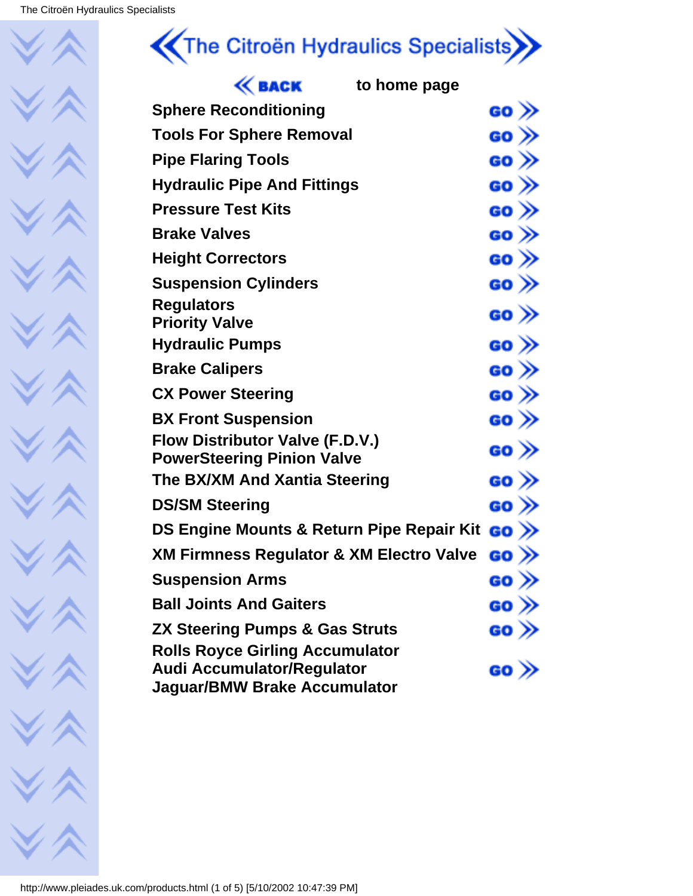# The Citroën Hydraulics Specialists

BACK to home page

| | |
|---|---|
| **Sphere Reconditioning** | GO |
| **Tools For Sphere Removal** | GO |
| **Pipe Flaring Tools** | GO |
| **Hydraulic Pipe And Fittings** | GO |
| **Pressure Test Kits** | GO |
| **Brake Valves** | GO |
| **Height Correctors** | GO |
| **Suspension Cylinders** | GO |
| **Regulators Priority Valve** | GO |
| **Hydraulic Pumps** | GO |
| **Brake Calipers** | GO |
| **CX Power Steering** | GO |
| **BX Front Suspension** | GO |
| **Flow Distributor Valve (F.D.V.) PowerSteering Pinion Valve** | GO |
| **The BX/XM And Xantia Steering** | GO |
| **DS/SM Steering** | GO |
| **DS Engine Mounts & Return Pipe Repair Kit** | GO |
| **XM Firmness Regulator & XM Electro Valve** | GO |
| **Suspension Arms** | GO |
| **Ball Joints And Gaiters** | GO |
| **ZX Steering Pumps & Gas Struts** | GO |
| **Rolls Royce Girling Accumulator Audi Accumulator/Regulator Jaguar/BMW Brake Accumulator** | GO |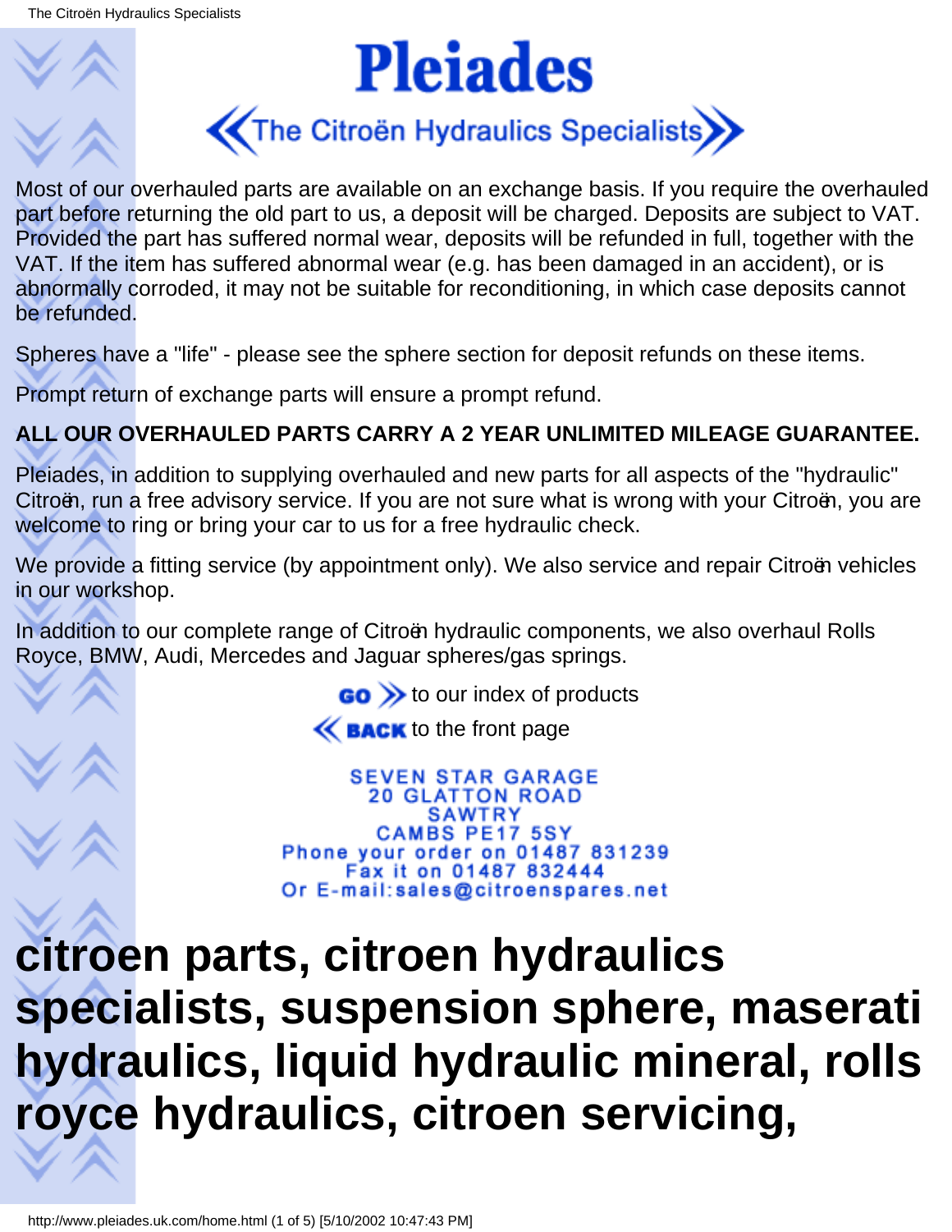# Pleiades

## The Citroën Hydraulics Specialists

Most of our overhauled parts are available on an exchange basis. If you require the overhauled part before returning the old part to us, a deposit will be charged. Deposits are subject to VAT. Provided the part has suffered normal wear, deposits will be refunded in full, together with the VAT. If the item has suffered abnormal wear (e.g. has been damaged in an accident), or is abnormally corroded, it may not be suitable for reconditioning, in which case deposits cannot be refunded.

Spheres have a "life" - please see the sphere section for deposit refunds on these items.

Prompt return of exchange parts will ensure a prompt refund.

**ALL OUR OVERHAULED PARTS CARRY A 2 YEAR UNLIMITED MILEAGE GUARANTEE.**

Pleiades, in addition to supplying overhauled and new parts for all aspects of the "hydraulic" Citroën, run a free advisory service. If you are not sure what is wrong with your Citroën, you are welcome to ring or bring your car to us for a free hydraulic check.

We provide a fitting service (by appointment only). We also service and repair Citroën vehicles in our workshop.

In addition to our complete range of Citroën hydraulic components, we also overhaul Rolls Royce, BMW, Audi, Mercedes and Jaguar spheres/gas springs.

GO to our index of products

BACK to the front page

SEVEN STAR GARAGE
20 GLATTON ROAD
SAWTRY
CAMBS PE17 5SY
Phone your order on 01487 831239
Fax it on 01487 832444
Or E-mail:sales@citroenspares.net

# citroen parts, citroen hydraulics specialists, suspension sphere, maserati hydraulics, liquid hydraulic mineral, rolls royce hydraulics, citroen servicing,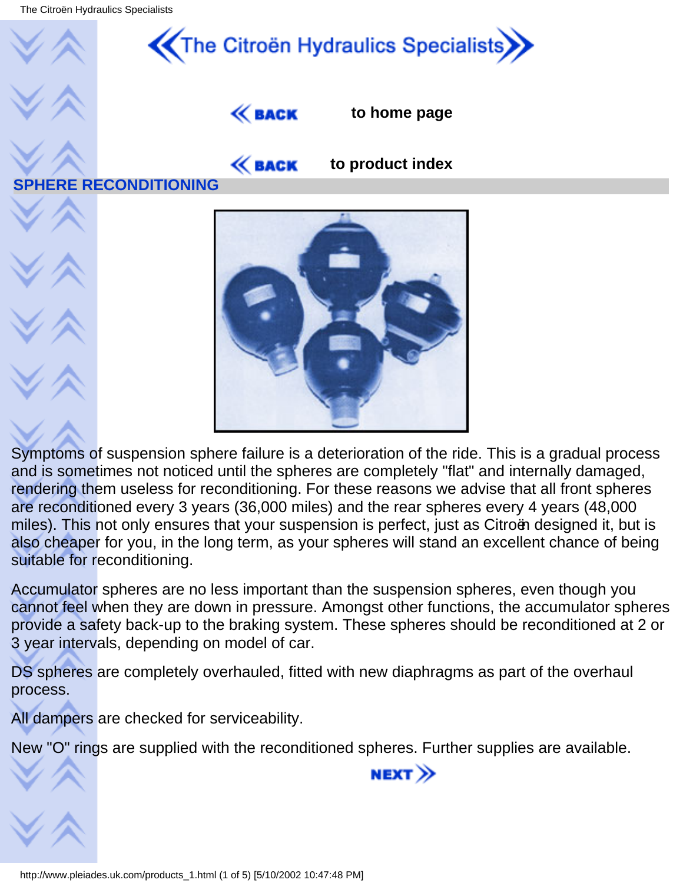# The Citroën Hydraulics Specialists

« BACK to home page

« BACK to product index

## SPHERE RECONDITIONING

Symptoms of suspension sphere failure is a deterioration of the ride. This is a gradual process and is sometimes not noticed until the spheres are completely "flat" and internally damaged, rendering them useless for reconditioning. For these reasons we advise that all front spheres are reconditioned every 3 years (36,000 miles) and the rear spheres every 4 years (48,000 miles). This not only ensures that your suspension is perfect, just as Citroën designed it, but is also cheaper for you, in the long term, as your spheres will stand an excellent chance of being suitable for reconditioning.

Accumulator spheres are no less important than the suspension spheres, even though you cannot feel when they are down in pressure. Amongst other functions, the accumulator spheres provide a safety back-up to the braking system. These spheres should be reconditioned at 2 or 3 year intervals, depending on model of car.

DS spheres are completely overhauled, fitted with new diaphragms as part of the overhaul process.

All dampers are checked for serviceability.

New "O" rings are supplied with the reconditioned spheres. Further supplies are available.

NEXT »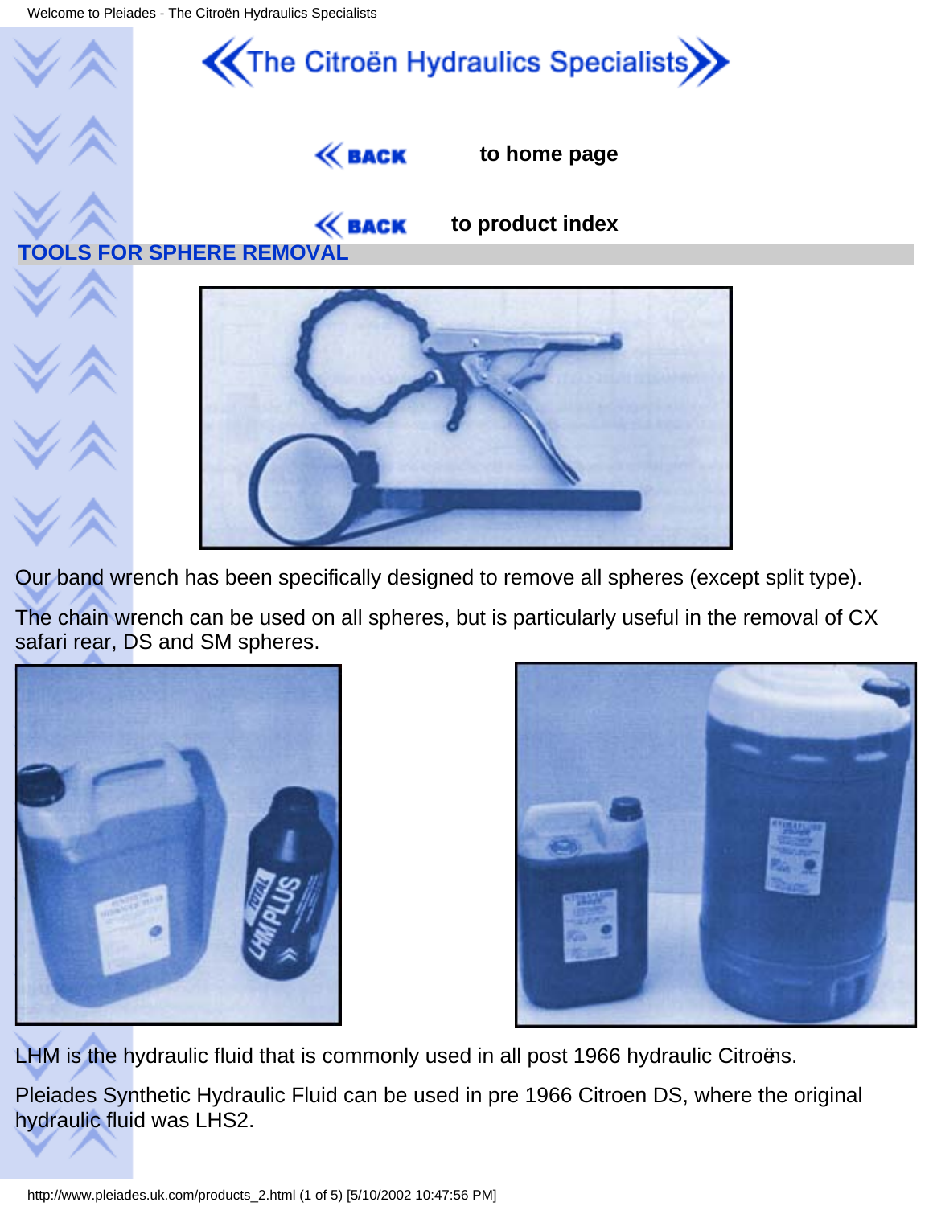# The Citroën Hydraulics Specialists

**BACK** **to home page**

**BACK** **to product index**

## TOOLS FOR SPHERE REMOVAL

Our band wrench has been specifically designed to remove all spheres (except split type).

The chain wrench can be used on all spheres, but is particularly useful in the removal of CX safari rear, DS and SM spheres.

LHM is the hydraulic fluid that is commonly used in all post 1966 hydraulic Citroëns.

Pleiades Synthetic Hydraulic Fluid can be used in pre 1966 Citroen DS, where the original hydraulic fluid was LHS2.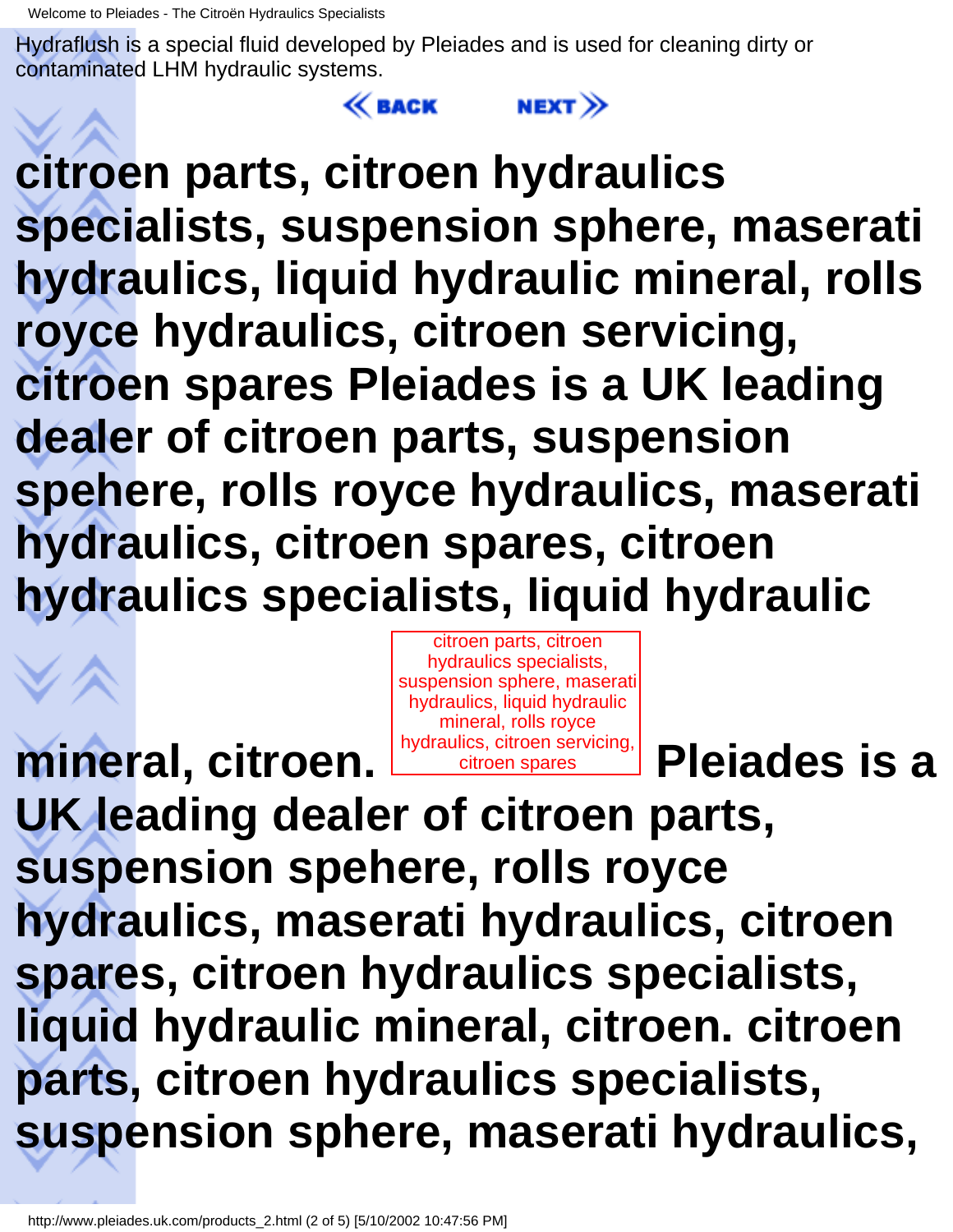Hydraflush is a special fluid developed by Pleiades and is used for cleaning dirty or contaminated LHM hydraulic systems.

« BACK NEXT »

# citroen parts, citroen hydraulics specialists, suspension sphere, maserati hydraulics, liquid hydraulic mineral, rolls royce hydraulics, citroen servicing, citroen spares Pleiades is a UK leading dealer of citroen parts, suspension spehere, rolls royce hydraulics, maserati hydraulics, citroen spares, citroen hydraulics specialists, liquid hydraulic mineral, citroen.

citroen parts, citroen hydraulics specialists, suspension sphere, maserati hydraulics, liquid hydraulic mineral, rolls royce hydraulics, citroen servicing, citroen spares

# Pleiades is a UK leading dealer of citroen parts, suspension spehere, rolls royce hydraulics, maserati hydraulics, citroen spares, citroen hydraulics specialists, liquid hydraulic mineral, citroen. citroen parts, citroen hydraulics specialists, suspension sphere, maserati hydraulics,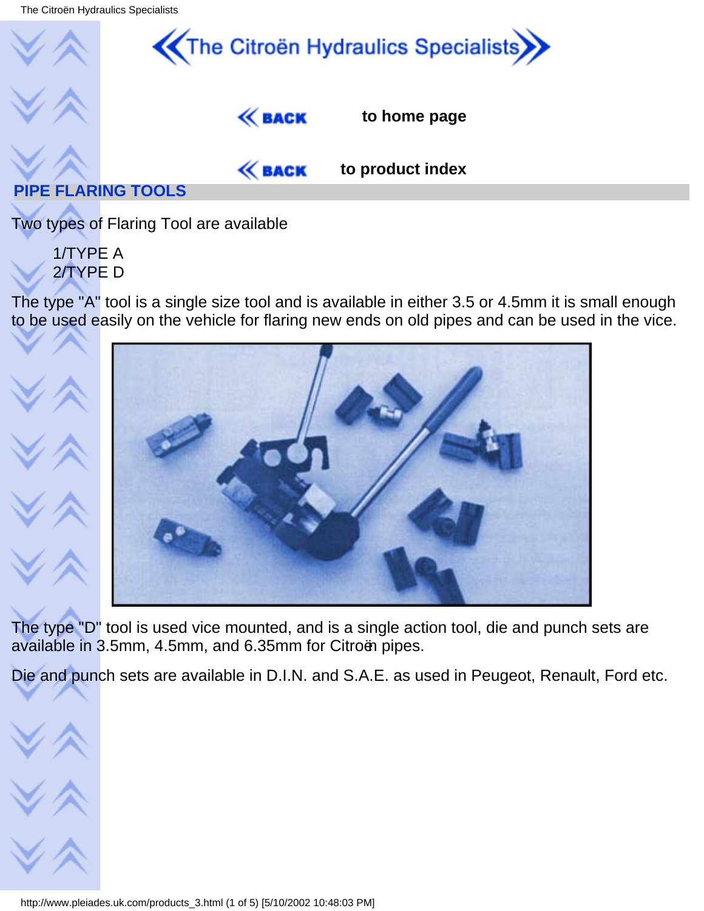# The Citroën Hydraulics Specialists

« BACK to home page

« BACK to product index

## PIPE FLARING TOOLS

Two types of Flaring Tool are available

1/TYPE A
2/TYPE D

The type "A" tool is a single size tool and is available in either 3.5 or 4.5mm it is small enough to be used easily on the vehicle for flaring new ends on old pipes and can be used in the vice.

The type "D" tool is used vice mounted, and is a single action tool, die and punch sets are available in 3.5mm, 4.5mm, and 6.35mm for Citroën pipes.

Die and punch sets are available in D.I.N. and S.A.E. as used in Peugeot, Renault, Ford etc.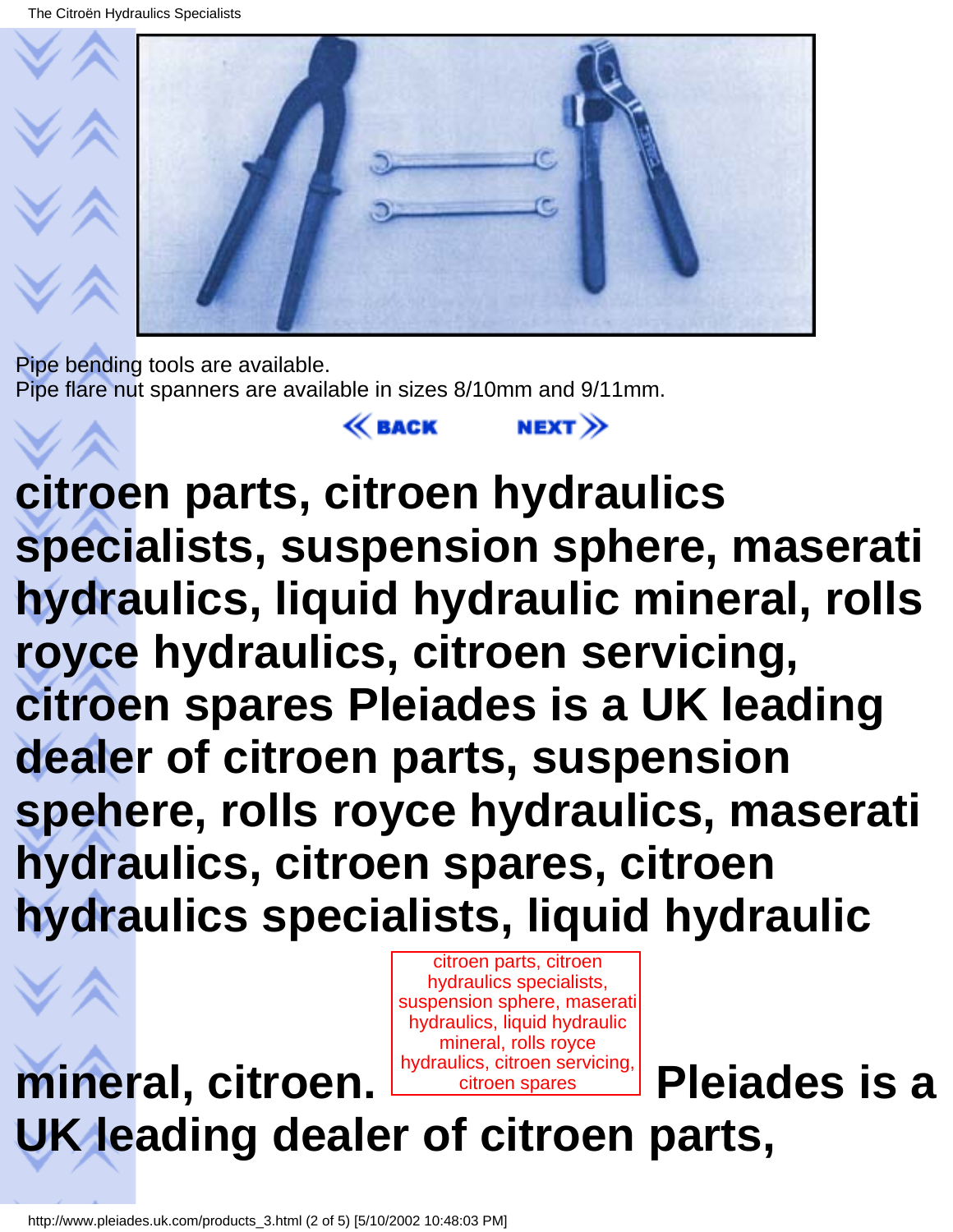Pipe bending tools are available.
Pipe flare nut spanners are available in sizes 8/10mm and 9/11mm.

« BACK NEXT »

**citroen parts, citroen hydraulics specialists, suspension sphere, maserati hydraulics, liquid hydraulic mineral, rolls royce hydraulics, citroen servicing, citroen spares Pleiades is a UK leading dealer of citroen parts, suspension spehere, rolls royce hydraulics, maserati hydraulics, citroen spares, citroen hydraulics specialists, liquid hydraulic mineral, citroen.**

citroen parts, citroen hydraulics specialists, suspension sphere, maserati hydraulics, liquid hydraulic mineral, rolls royce hydraulics, citroen servicing, citroen spares

**Pleiades is a UK leading dealer of citroen parts,**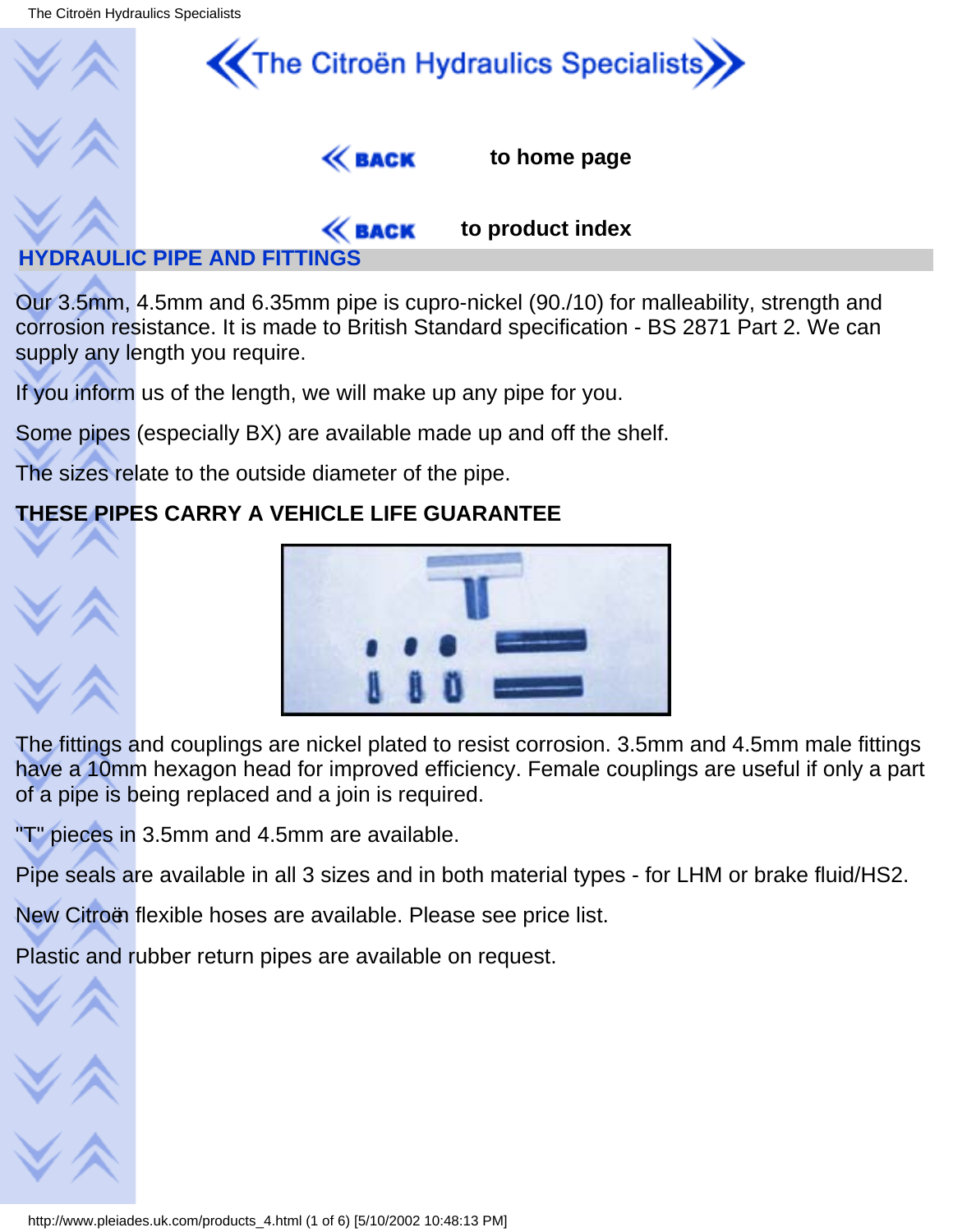# The Citroën Hydraulics Specialists

« BACK to home page

« BACK to product index

## HYDRAULIC PIPE AND FITTINGS

Our 3.5mm, 4.5mm and 6.35mm pipe is cupro-nickel (90./10) for malleability, strength and corrosion resistance. It is made to British Standard specification - BS 2871 Part 2. We can supply any length you require.

If you inform us of the length, we will make up any pipe for you.

Some pipes (especially BX) are available made up and off the shelf.

The sizes relate to the outside diameter of the pipe.

**THESE PIPES CARRY A VEHICLE LIFE GUARANTEE**

The fittings and couplings are nickel plated to resist corrosion. 3.5mm and 4.5mm male fittings have a 10mm hexagon head for improved efficiency. Female couplings are useful if only a part of a pipe is being replaced and a join is required.

"T" pieces in 3.5mm and 4.5mm are available.

Pipe seals are available in all 3 sizes and in both material types - for LHM or brake fluid/HS2.

New Citroën flexible hoses are available. Please see price list.

Plastic and rubber return pipes are available on request.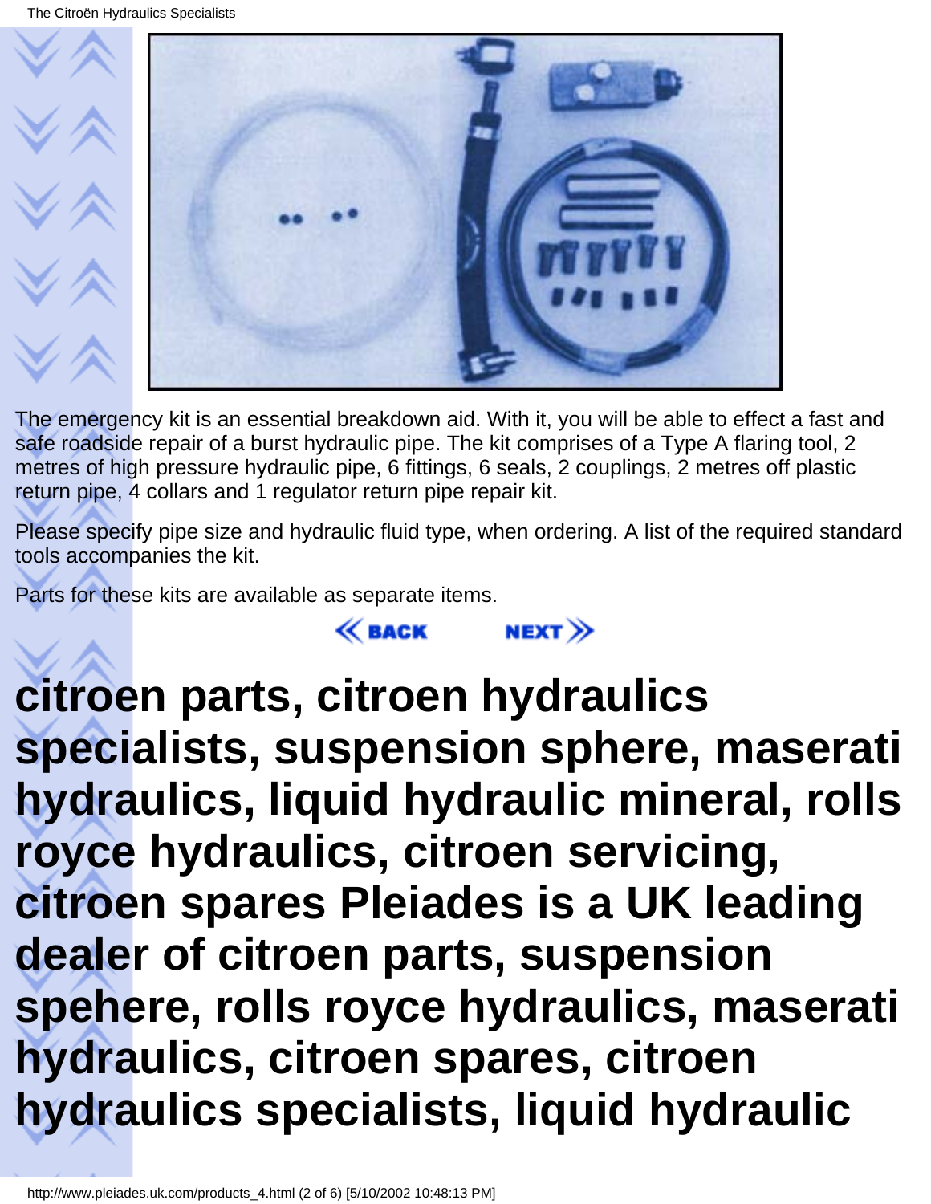The emergency kit is an essential breakdown aid. With it, you will be able to effect a fast and safe roadside repair of a burst hydraulic pipe. The kit comprises of a Type A flaring tool, 2 metres of high pressure hydraulic pipe, 6 fittings, 6 seals, 2 couplings, 2 metres off plastic return pipe, 4 collars and 1 regulator return pipe repair kit.

Please specify pipe size and hydraulic fluid type, when ordering. A list of the required standard tools accompanies the kit.

Parts for these kits are available as separate items.

« BACK NEXT »

# citroen parts, citroen hydraulics specialists, suspension sphere, maserati hydraulics, liquid hydraulic mineral, rolls royce hydraulics, citroen servicing, citroen spares Pleiades is a UK leading dealer of citroen parts, suspension spehere, rolls royce hydraulics, maserati hydraulics, citroen spares, citroen hydraulics specialists, liquid hydraulic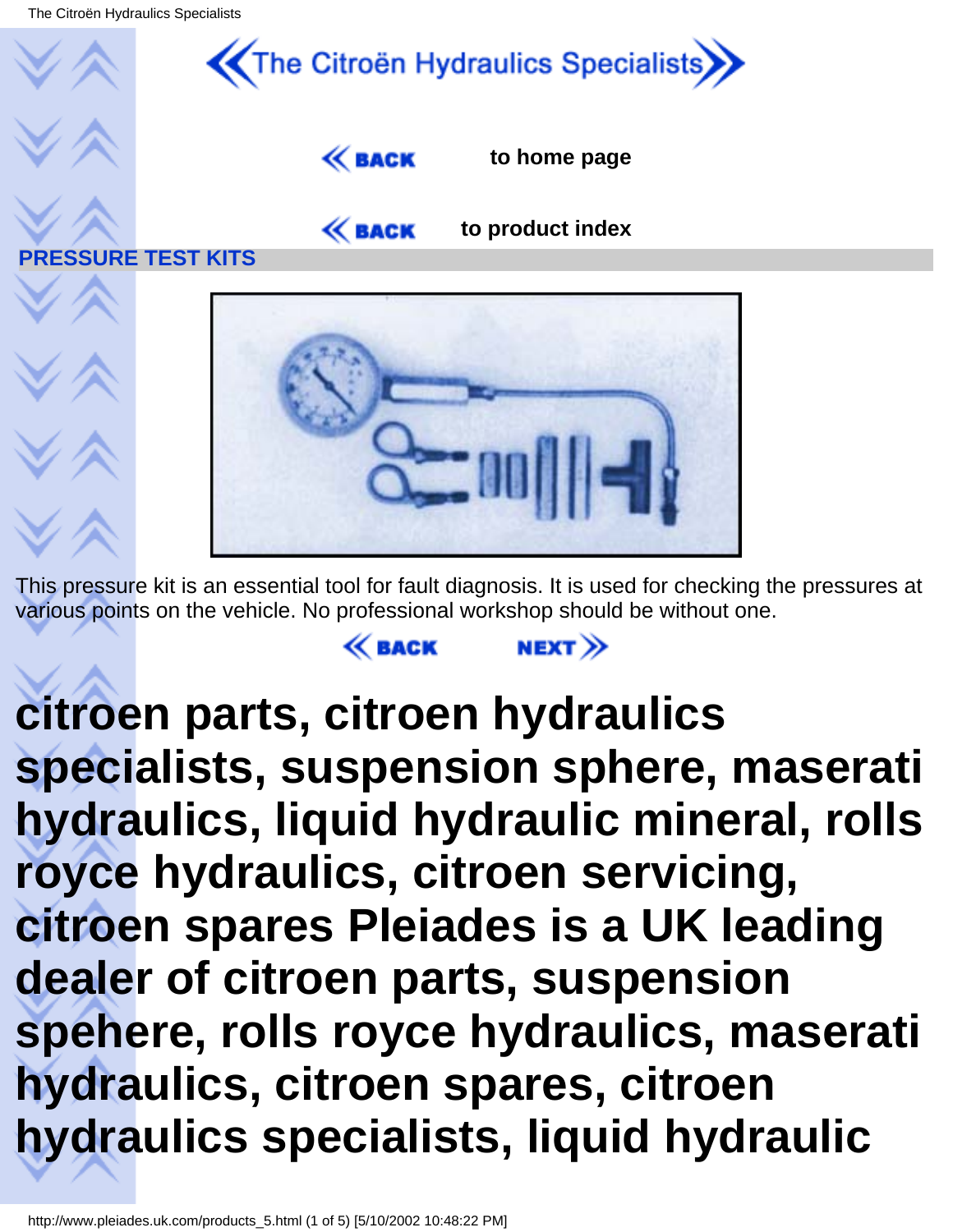# The Citroën Hydraulics Specialists

« BACK to home page

« BACK to product index

## PRESSURE TEST KITS

This pressure kit is an essential tool for fault diagnosis. It is used for checking the pressures at various points on the vehicle. No professional workshop should be without one.

« BACK NEXT »

# citroen parts, citroen hydraulics specialists, suspension sphere, maserati hydraulics, liquid hydraulic mineral, rolls royce hydraulics, citroen servicing, citroen spares Pleiades is a UK leading dealer of citroen parts, suspension spehere, rolls royce hydraulics, maserati hydraulics, citroen spares, citroen hydraulics specialists, liquid hydraulic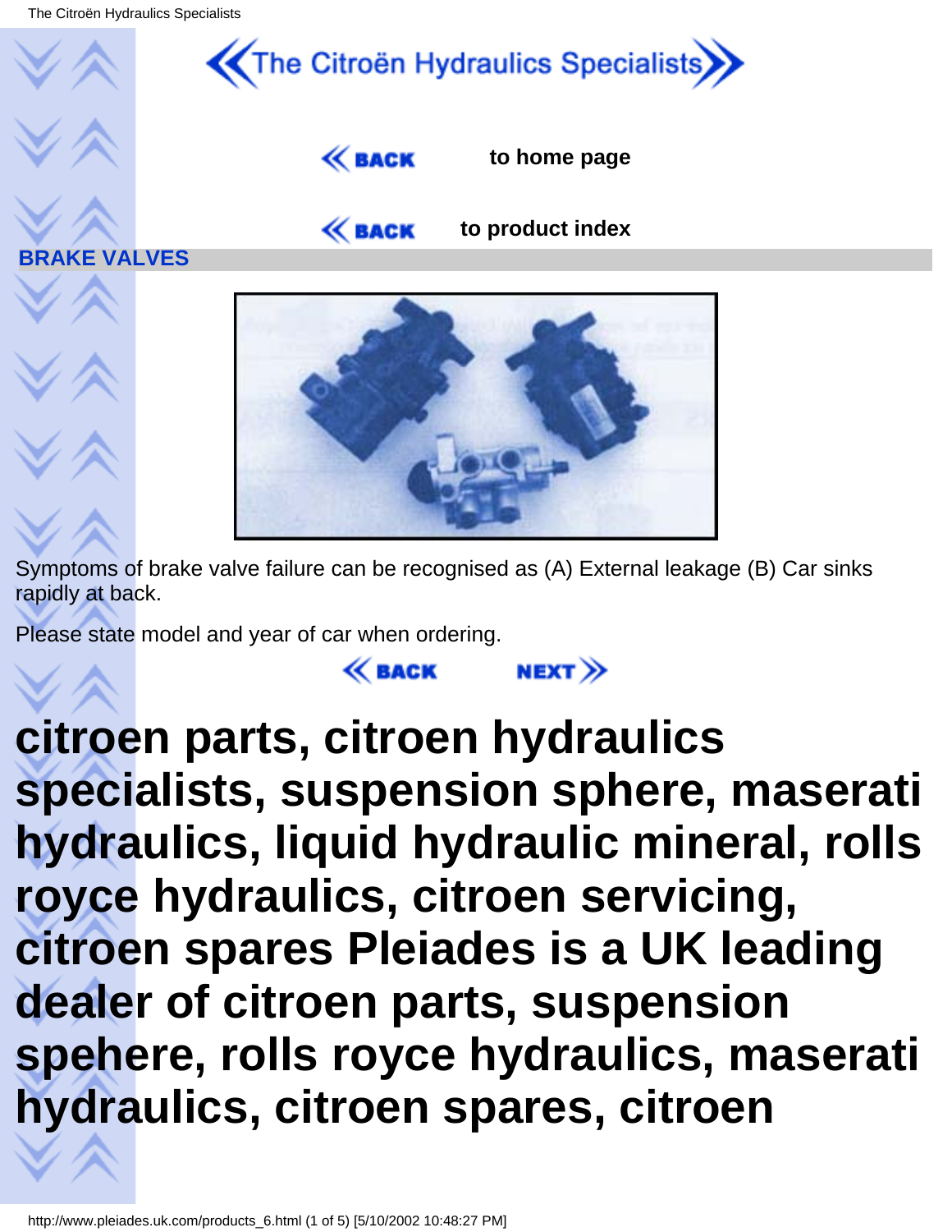# The Citroën Hydraulics Specialists

BACK to home page

BACK to product index

## BRAKE VALVES

Symptoms of brake valve failure can be recognised as (A) External leakage (B) Car sinks rapidly at back.

Please state model and year of car when ordering.

BACK NEXT

# citroen parts, citroen hydraulics specialists, suspension sphere, maserati hydraulics, liquid hydraulic mineral, rolls royce hydraulics, citroen servicing, citroen spares Pleiades is a UK leading dealer of citroen parts, suspension spehere, rolls royce hydraulics, maserati hydraulics, citroen spares, citroen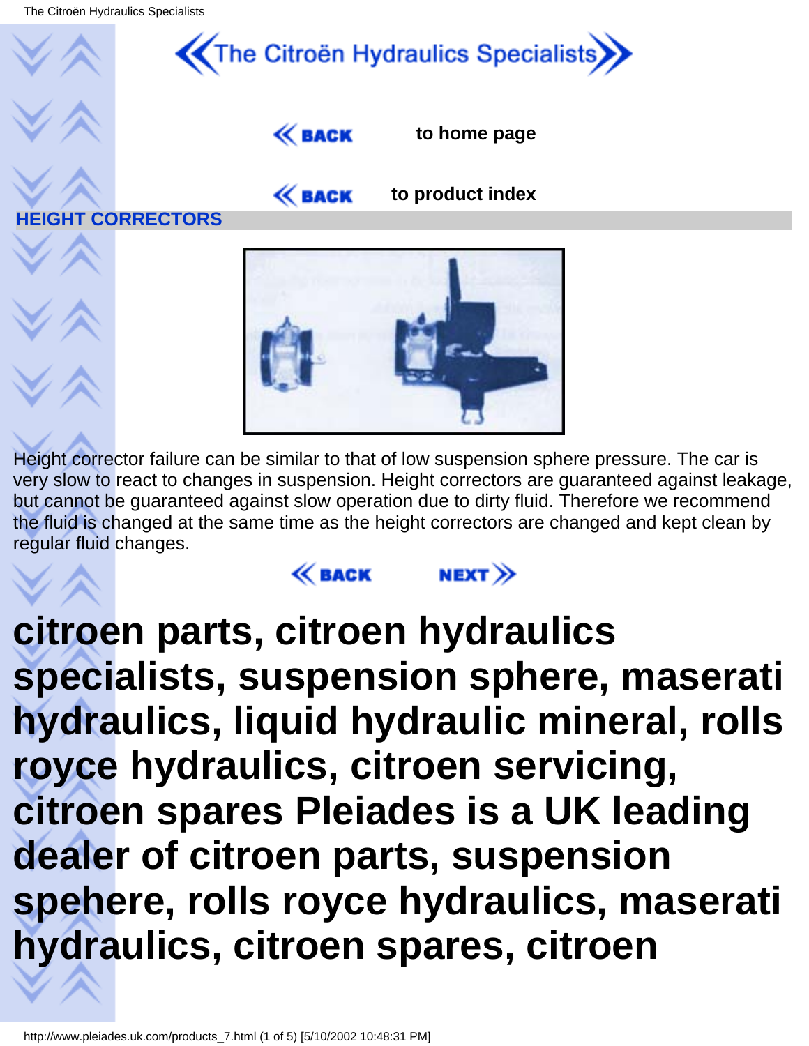# The Citroën Hydraulics Specialists

BACK to home page

BACK to product index

## HEIGHT CORRECTORS

Height corrector failure can be similar to that of low suspension sphere pressure. The car is very slow to react to changes in suspension. Height correctors are guaranteed against leakage, but cannot be guaranteed against slow operation due to dirty fluid. Therefore we recommend the fluid is changed at the same time as the height correctors are changed and kept clean by regular fluid changes.

BACK NEXT

# citroen parts, citroen hydraulics specialists, suspension sphere, maserati hydraulics, liquid hydraulic mineral, rolls royce hydraulics, citroen servicing, citroen spares Pleiades is a UK leading dealer of citroen parts, suspension spehere, rolls royce hydraulics, maserati hydraulics, citroen spares, citroen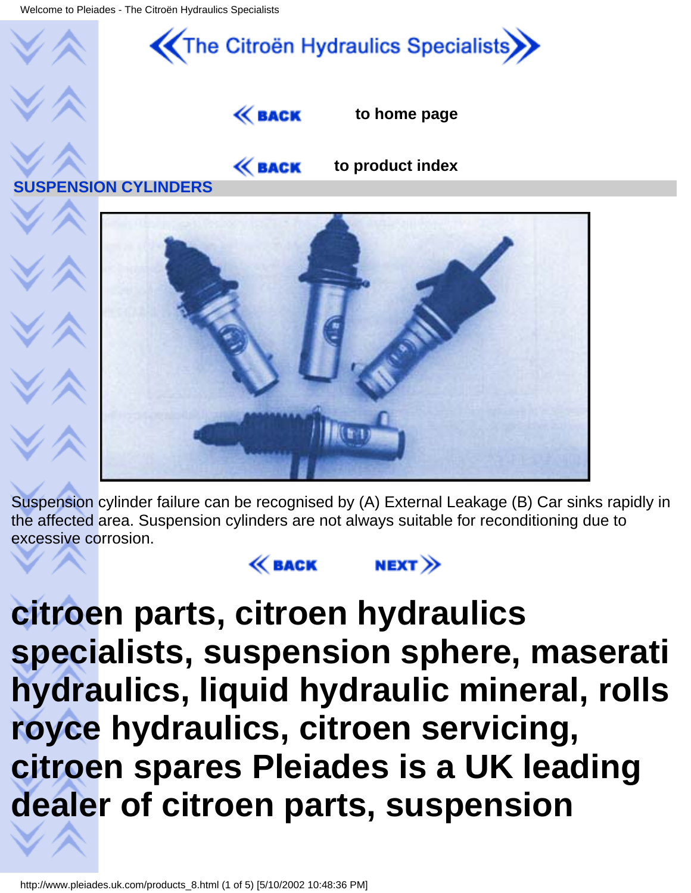# The Citroën Hydraulics Specialists

BACK to home page

BACK to product index

## SUSPENSION CYLINDERS

Suspension cylinder failure can be recognised by (A) External Leakage (B) Car sinks rapidly in the affected area. Suspension cylinders are not always suitable for reconditioning due to excessive corrosion.

BACK NEXT

# citroen parts, citroen hydraulics specialists, suspension sphere, maserati hydraulics, liquid hydraulic mineral, rolls royce hydraulics, citroen servicing, citroen spares Pleiades is a UK leading dealer of citroen parts, suspension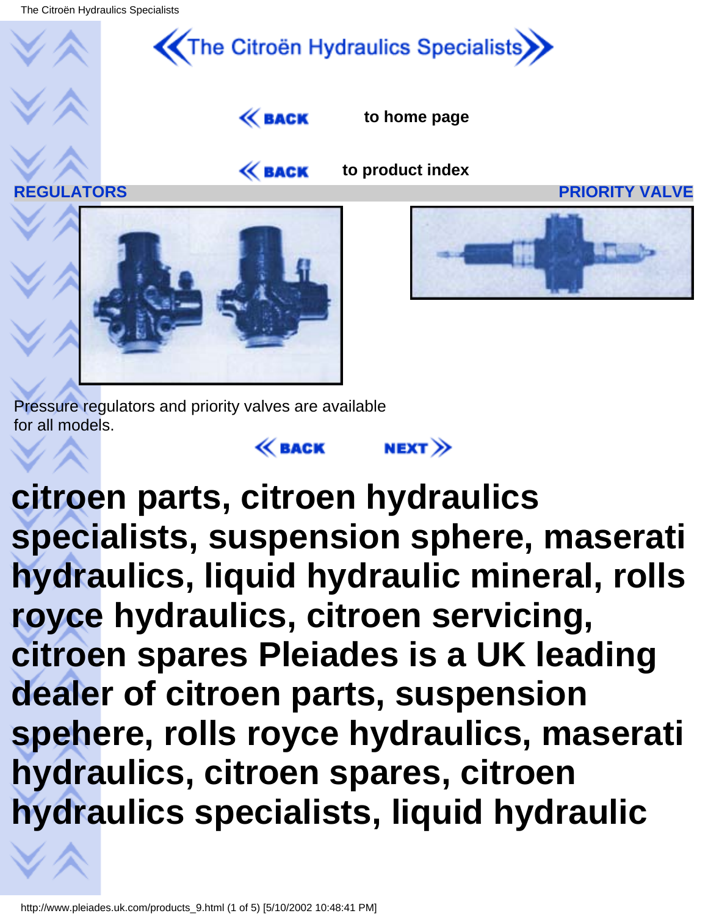# The Citroën Hydraulics Specialists

BACK to home page

BACK to product index

**REGULATORS** **PRIORITY VALVE**

Pressure regulators and priority valves are available for all models.

BACK NEXT

**citroen parts, citroen hydraulics specialists, suspension sphere, maserati hydraulics, liquid hydraulic mineral, rolls royce hydraulics, citroen servicing, citroen spares Pleiades is a UK leading dealer of citroen parts, suspension spehere, rolls royce hydraulics, maserati hydraulics, citroen spares, citroen hydraulics specialists, liquid hydraulic**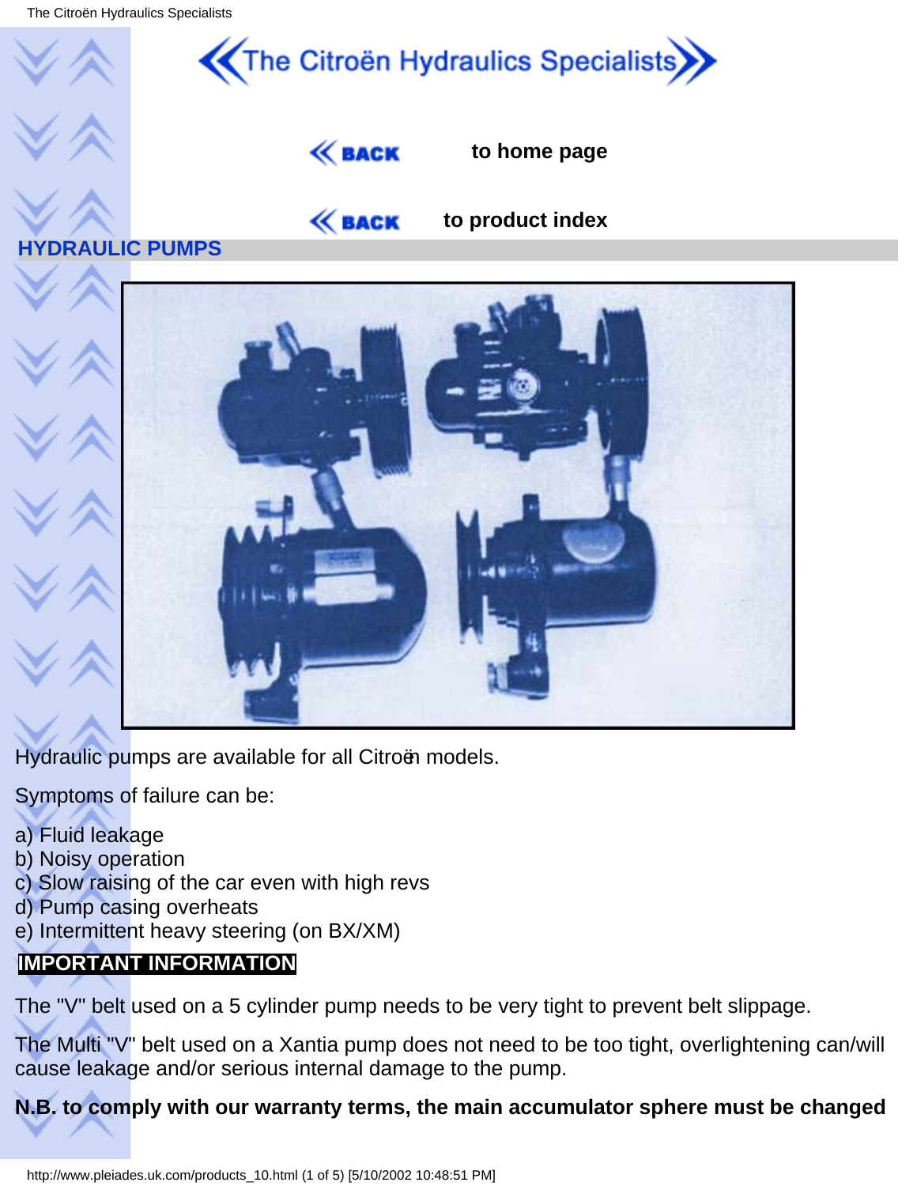# The Citroën Hydraulics Specialists

« BACK to home page

« BACK to product index

## HYDRAULIC PUMPS

Hydraulic pumps are available for all Citroën models.

Symptoms of failure can be:

a) Fluid leakage
b) Noisy operation
c) Slow raising of the car even with high revs
d) Pump casing overheats
e) Intermittent heavy steering (on BX/XM)

**IMPORTANT INFORMATION**

The "V" belt used on a 5 cylinder pump needs to be very tight to prevent belt slippage.

The Multi "V" belt used on a Xantia pump does not need to be too tight, overlightening can/will cause leakage and/or serious internal damage to the pump.

**N.B. to comply with our warranty terms, the main accumulator sphere must be changed**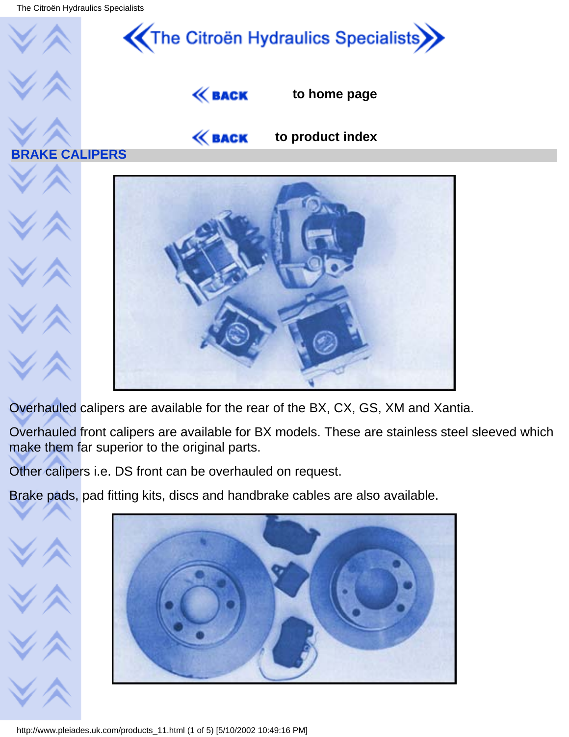# The Citroën Hydraulics Specialists

BACK to home page

BACK to product index

## BRAKE CALIPERS

Overhauled calipers are available for the rear of the BX, CX, GS, XM and Xantia.

Overhauled front calipers are available for BX models. These are stainless steel sleeved which make them far superior to the original parts.

Other calipers i.e. DS front can be overhauled on request.

Brake pads, pad fitting kits, discs and handbrake cables are also available.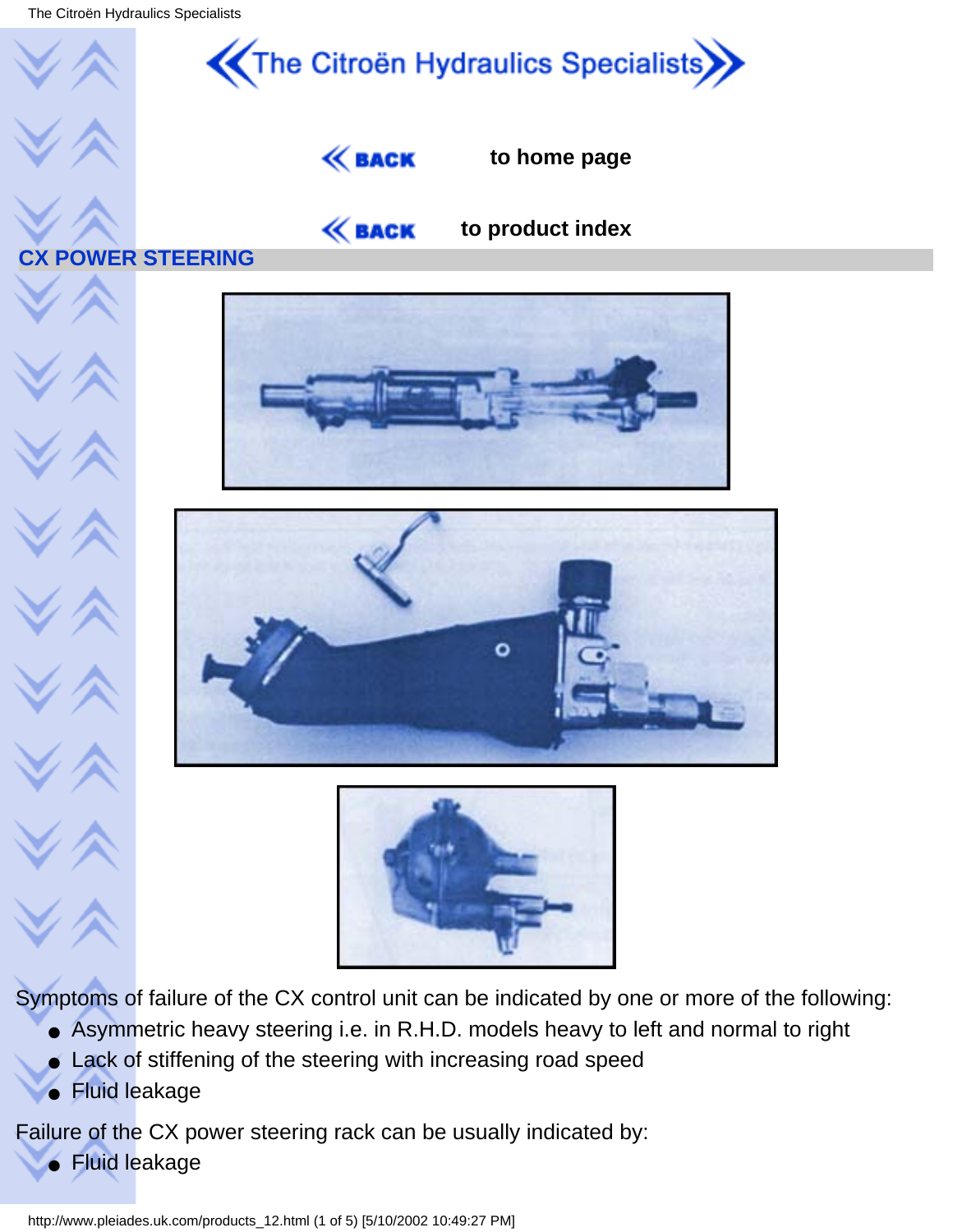# The Citroën Hydraulics Specialists

BACK to home page

BACK to product index

## CX POWER STEERING

Symptoms of failure of the CX control unit can be indicated by one or more of the following:

- Asymmetric heavy steering i.e. in R.H.D. models heavy to left and normal to right
- Lack of stiffening of the steering with increasing road speed
- Fluid leakage

Failure of the CX power steering rack can be usually indicated by:

- Fluid leakage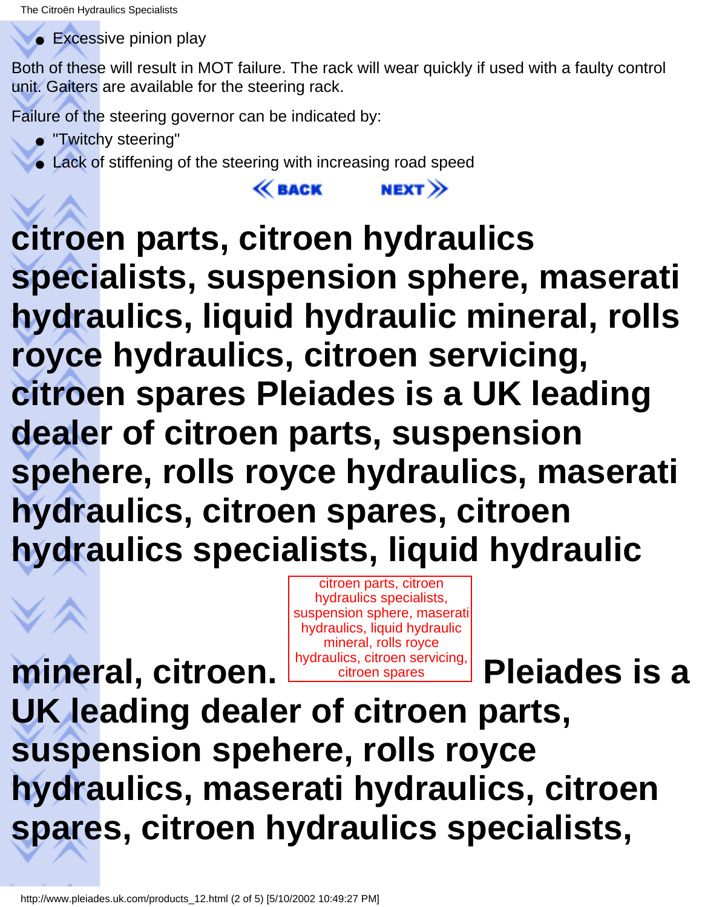- Excessive pinion play

Both of these will result in MOT failure. The rack will wear quickly if used with a faulty control unit. Gaiters are available for the steering rack.

Failure of the steering governor can be indicated by:

- "Twitchy steering"
- Lack of stiffening of the steering with increasing road speed

« BACK NEXT »

# citroen parts, citroen hydraulics specialists, suspension sphere, maserati hydraulics, liquid hydraulic mineral, rolls royce hydraulics, citroen servicing, citroen spares Pleiades is a UK leading dealer of citroen parts, suspension spehere, rolls royce hydraulics, maserati hydraulics, citroen spares, citroen hydraulics specialists, liquid hydraulic mineral, citroen. citroen parts, citroen hydraulics specialists, suspension sphere, maserati hydraulics, liquid hydraulic mineral, rolls royce hydraulics, citroen servicing, citroen spares Pleiades is a UK leading dealer of citroen parts, suspension spehere, rolls royce hydraulics, maserati hydraulics, citroen spares, citroen hydraulics specialists,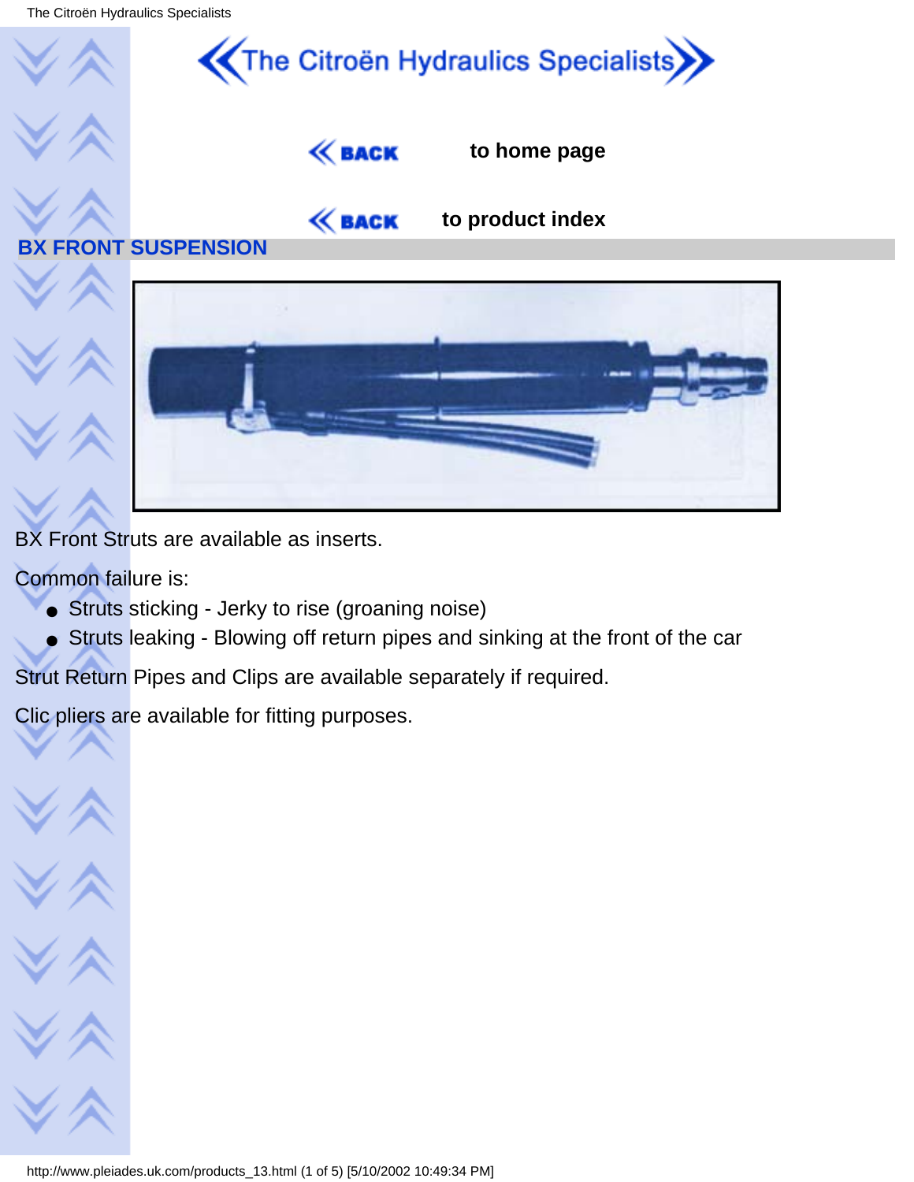# The Citroën Hydraulics Specialists

BACK to home page

BACK to product index

## BX FRONT SUSPENSION

BX Front Struts are available as inserts.

Common failure is:

- Struts sticking - Jerky to rise (groaning noise)
- Struts leaking - Blowing off return pipes and sinking at the front of the car

Strut Return Pipes and Clips are available separately if required.

Clic pliers are available for fitting purposes.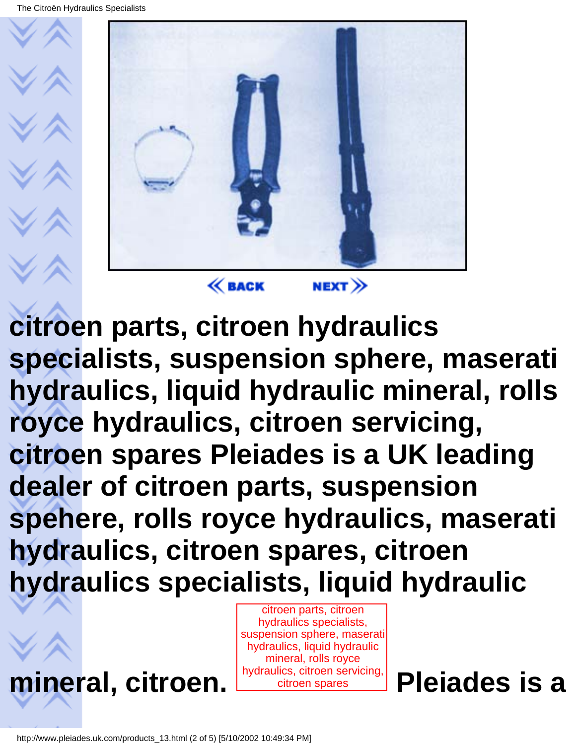« BACK NEXT »

**citroen parts, citroen hydraulics specialists, suspension sphere, maserati hydraulics, liquid hydraulic mineral, rolls royce hydraulics, citroen servicing, citroen spares Pleiades is a UK leading dealer of citroen parts, suspension spehere, rolls royce hydraulics, maserati hydraulics, citroen spares, citroen hydraulics specialists, liquid hydraulic mineral, citroen.**

citroen parts, citroen hydraulics specialists, suspension sphere, maserati hydraulics, liquid hydraulic mineral, rolls royce hydraulics, citroen servicing, citroen spares

**Pleiades is a**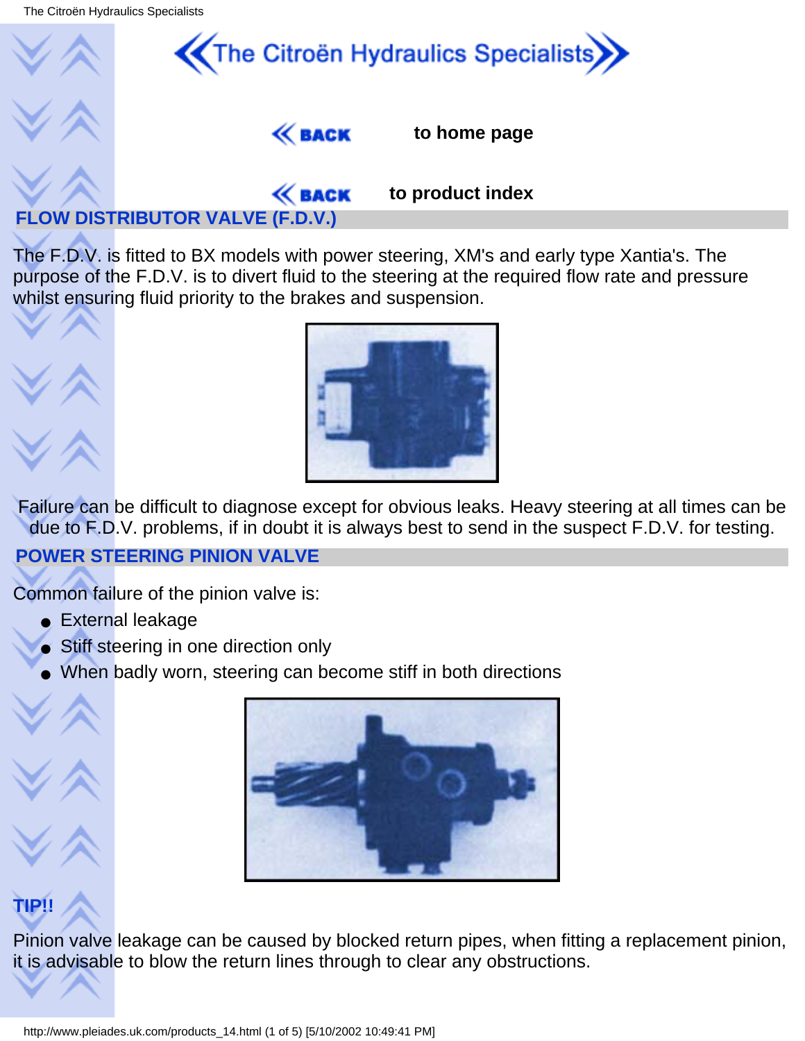# The Citroën Hydraulics Specialists

BACK to home page

BACK to product index

## FLOW DISTRIBUTOR VALVE (F.D.V.)

The F.D.V. is fitted to BX models with power steering, XM's and early type Xantia's. The purpose of the F.D.V. is to divert fluid to the steering at the required flow rate and pressure whilst ensuring fluid priority to the brakes and suspension.

Failure can be difficult to diagnose except for obvious leaks. Heavy steering at all times can be due to F.D.V. problems, if in doubt it is always best to send in the suspect F.D.V. for testing.

## POWER STEERING PINION VALVE

Common failure of the pinion valve is:

- External leakage
- Stiff steering in one direction only
- When badly worn, steering can become stiff in both directions

### TIP!!

Pinion valve leakage can be caused by blocked return pipes, when fitting a replacement pinion, it is advisable to blow the return lines through to clear any obstructions.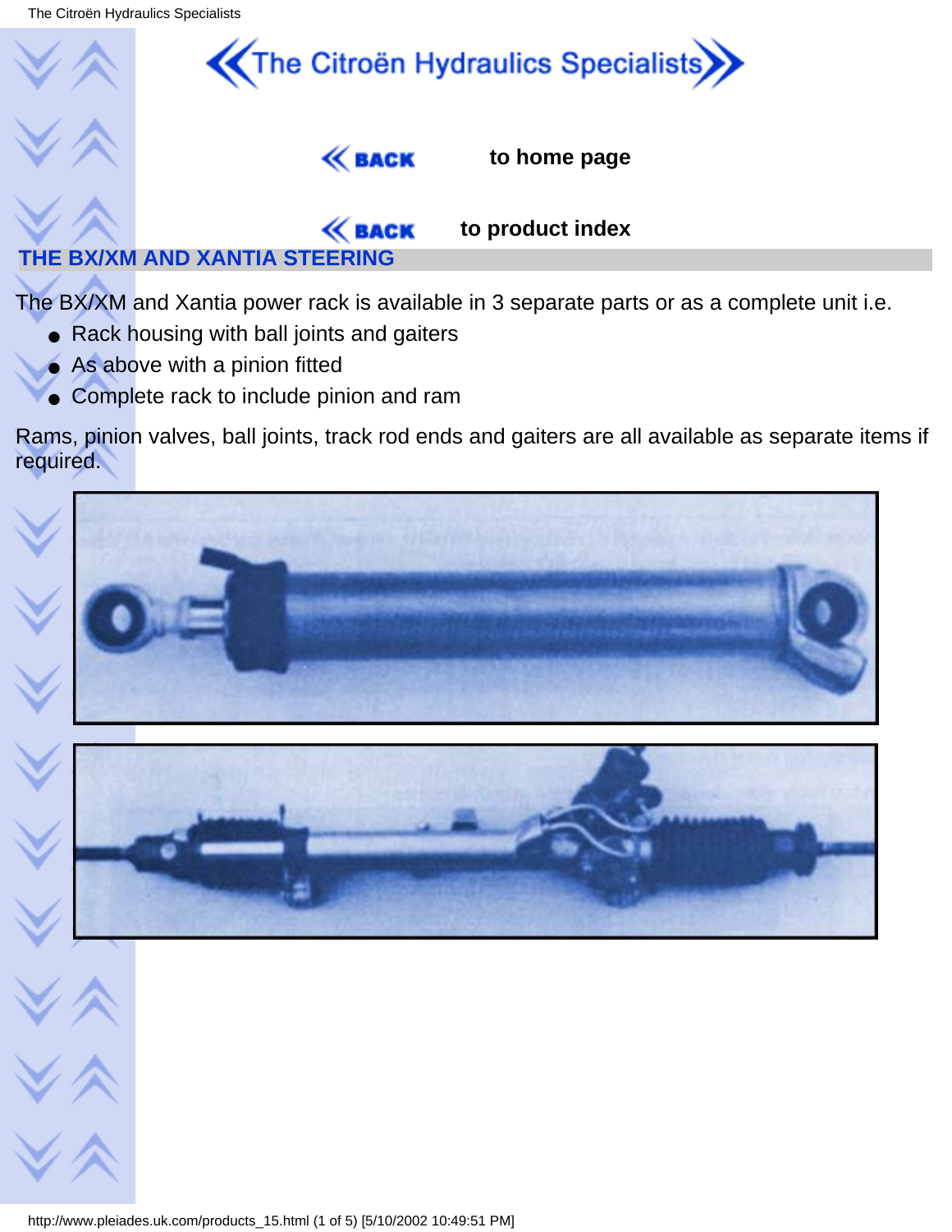# The Citroën Hydraulics Specialists

« BACK to home page

« BACK to product index

## THE BX/XM AND XANTIA STEERING

The BX/XM and Xantia power rack is available in 3 separate parts or as a complete unit i.e.

- Rack housing with ball joints and gaiters
- As above with a pinion fitted
- Complete rack to include pinion and ram

Rams, pinion valves, ball joints, track rod ends and gaiters are all available as separate items if required.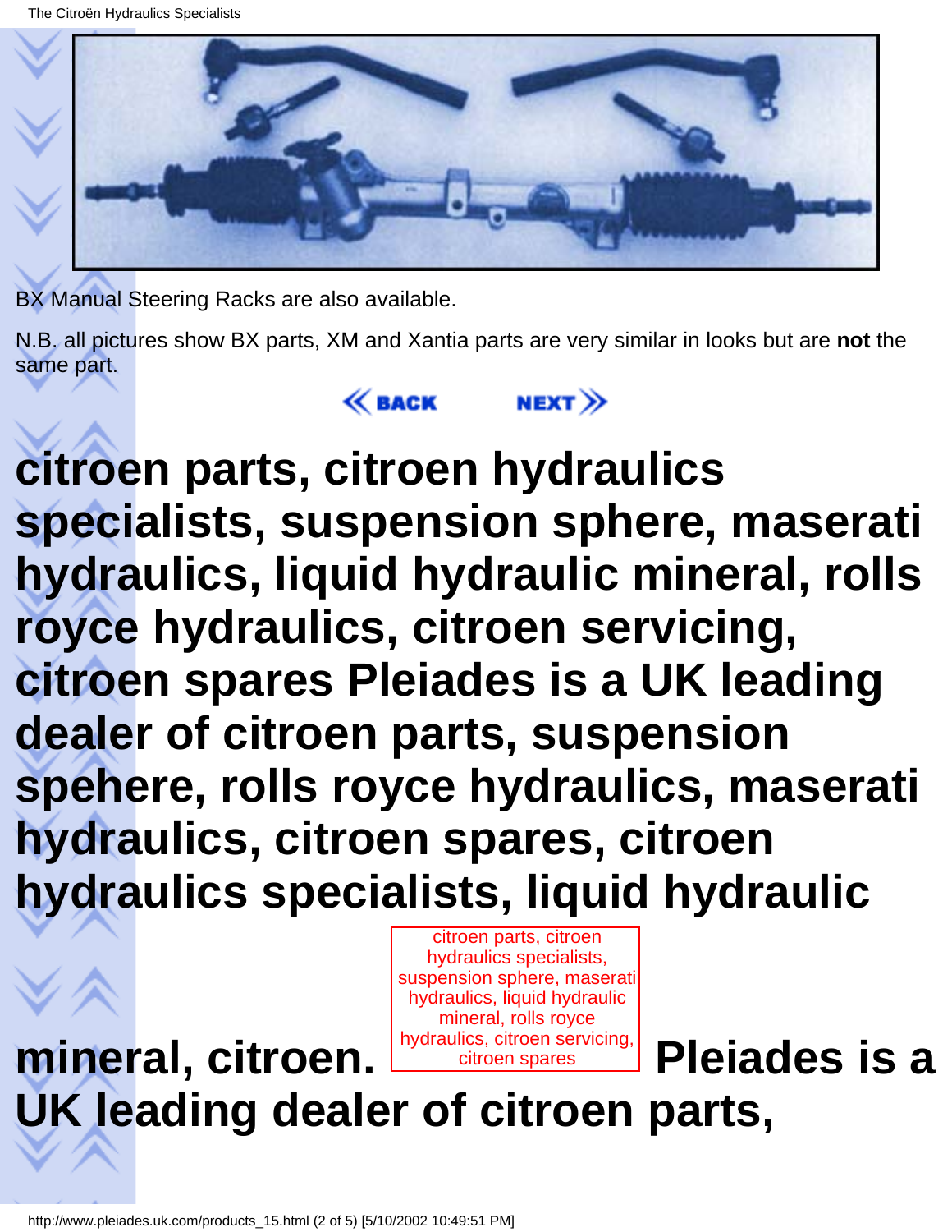BX Manual Steering Racks are also available.

N.B. all pictures show BX parts, XM and Xantia parts are very similar in looks but are **not** the same part.

« BACK NEXT »

# citroen parts, citroen hydraulics specialists, suspension sphere, maserati hydraulics, liquid hydraulic mineral, rolls royce hydraulics, citroen servicing, citroen spares Pleiades is a UK leading dealer of citroen parts, suspension spehere, rolls royce hydraulics, maserati hydraulics, citroen spares, citroen hydraulics specialists, liquid hydraulic mineral, citroen.

citroen parts, citroen hydraulics specialists, suspension sphere, maserati hydraulics, liquid hydraulic mineral, rolls royce hydraulics, citroen servicing, citroen spares

# Pleiades is a UK leading dealer of citroen parts,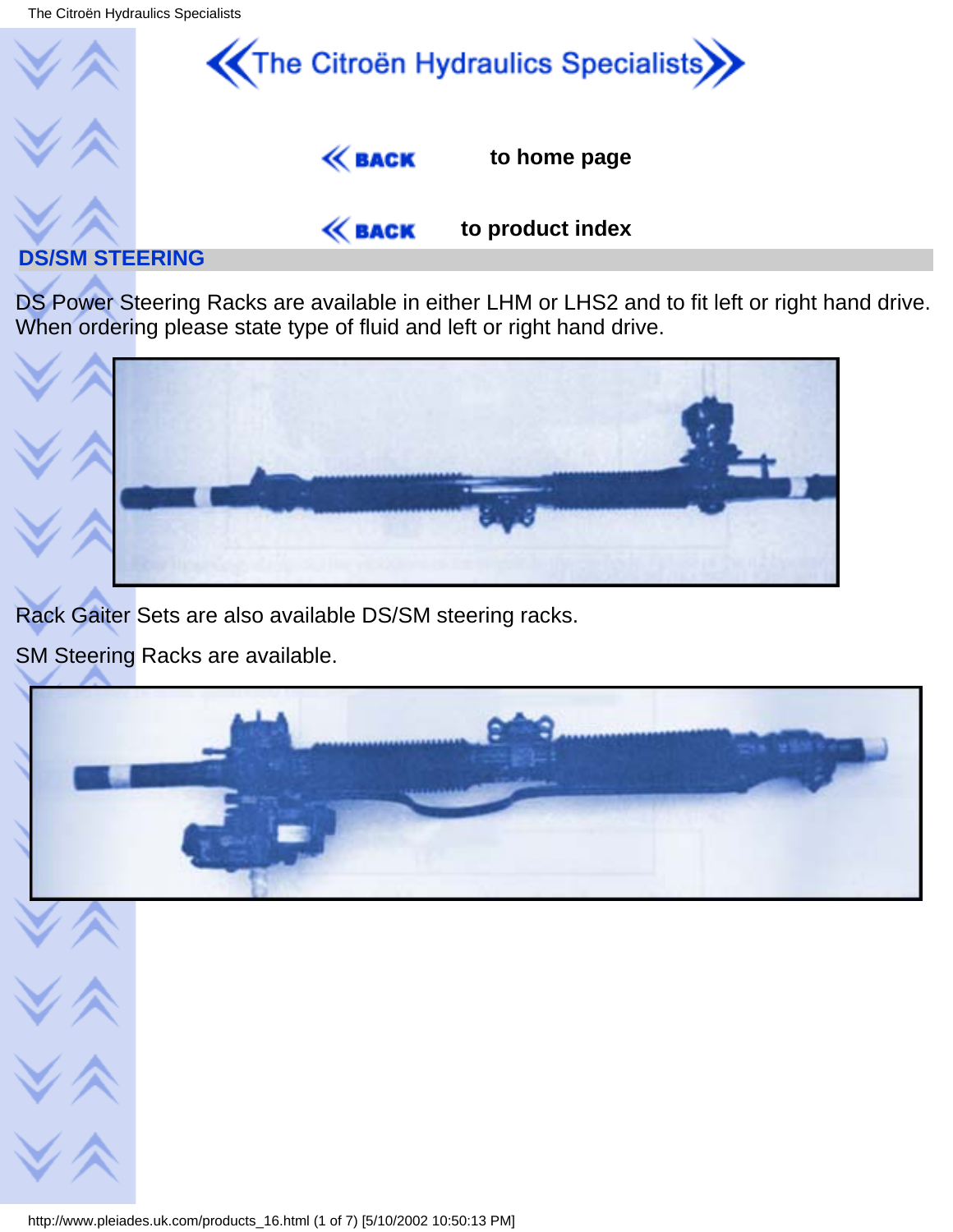# «The Citroën Hydraulics Specialists»

« BACK to home page

« BACK to product index

## DS/SM STEERING

DS Power Steering Racks are available in either LHM or LHS2 and to fit left or right hand drive. When ordering please state type of fluid and left or right hand drive.

Rack Gaiter Sets are also available DS/SM steering racks.

SM Steering Racks are available.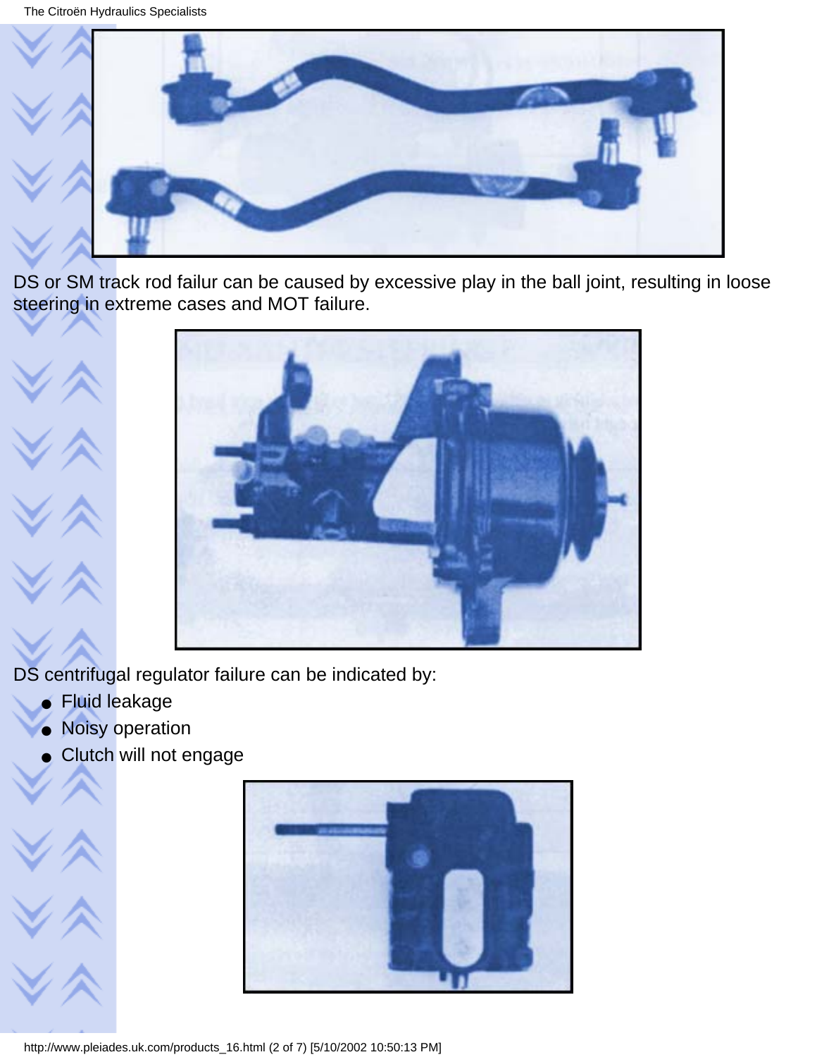DS or SM track rod failur can be caused by excessive play in the ball joint, resulting in loose steering in extreme cases and MOT failure.

DS centrifugal regulator failure can be indicated by:

- Fluid leakage
- Noisy operation
- Clutch will not engage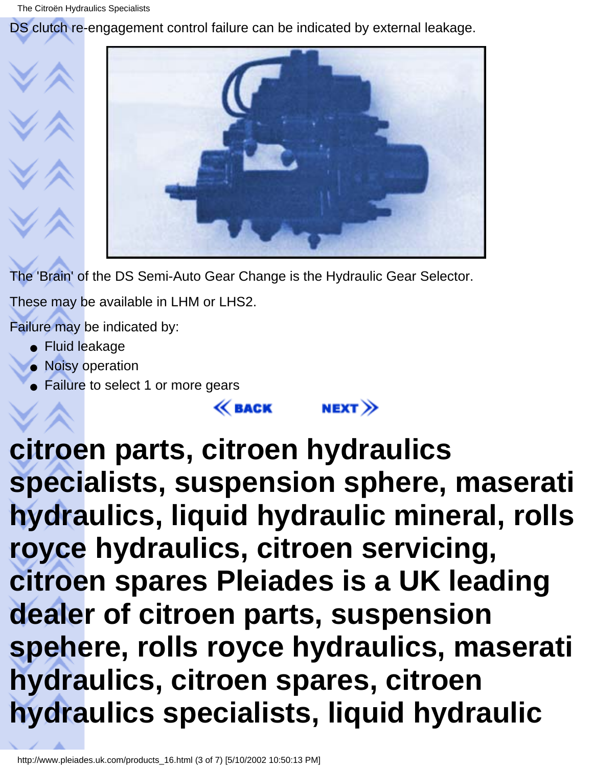DS clutch re-engagement control failure can be indicated by external leakage.

The 'Brain' of the DS Semi-Auto Gear Change is the Hydraulic Gear Selector.

These may be available in LHM or LHS2.

Failure may be indicated by:

- Fluid leakage
- Noisy operation
- Failure to select 1 or more gears

« BACK NEXT »

# citroen parts, citroen hydraulics specialists, suspension sphere, maserati hydraulics, liquid hydraulic mineral, rolls royce hydraulics, citroen servicing, citroen spares Pleiades is a UK leading dealer of citroen parts, suspension spehere, rolls royce hydraulics, maserati hydraulics, citroen spares, citroen hydraulics specialists, liquid hydraulic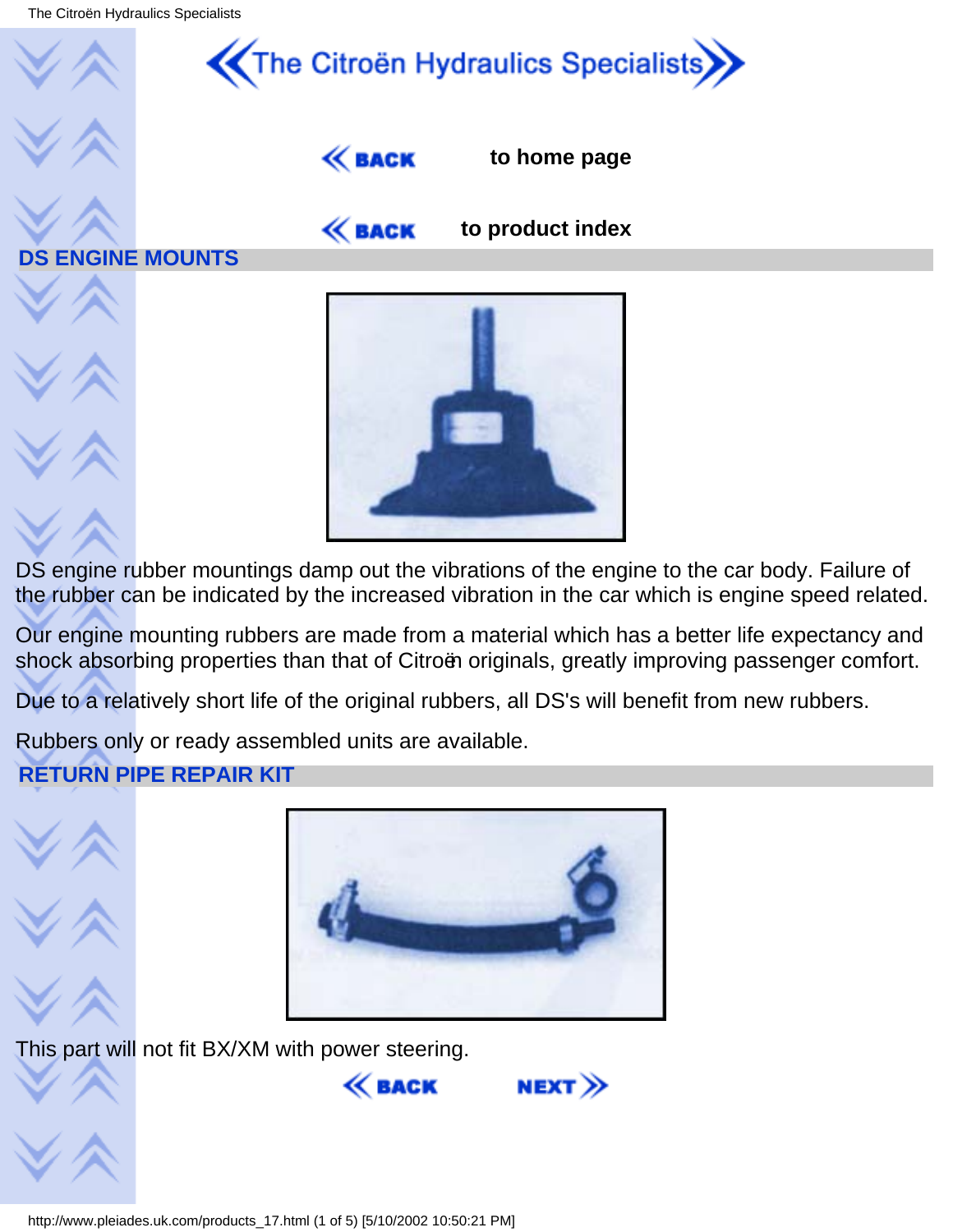# The Citroën Hydraulics Specialists

BACK to home page

BACK to product index

## DS ENGINE MOUNTS

DS engine rubber mountings damp out the vibrations of the engine to the car body. Failure of the rubber can be indicated by the increased vibration in the car which is engine speed related.

Our engine mounting rubbers are made from a material which has a better life expectancy and shock absorbing properties than that of Citroën originals, greatly improving passenger comfort.

Due to a relatively short life of the original rubbers, all DS's will benefit from new rubbers.

Rubbers only or ready assembled units are available.

## RETURN PIPE REPAIR KIT

This part will not fit BX/XM with power steering.

BACK NEXT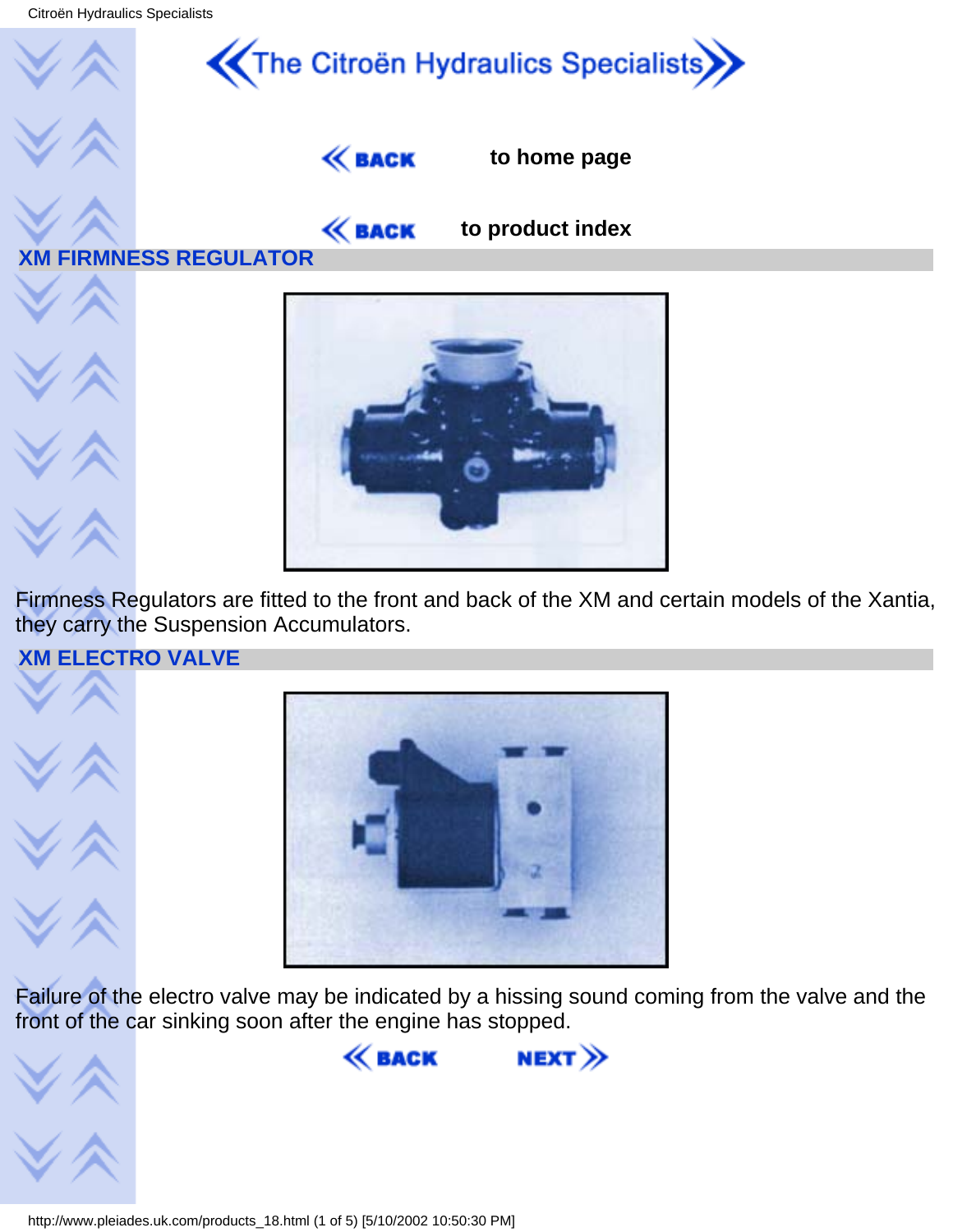# The Citroën Hydraulics Specialists

BACK to home page

BACK to product index

## XM FIRMNESS REGULATOR

Firmness Regulators are fitted to the front and back of the XM and certain models of the Xantia, they carry the Suspension Accumulators.

## XM ELECTRO VALVE

Failure of the electro valve may be indicated by a hissing sound coming from the valve and the front of the car sinking soon after the engine has stopped.

BACK NEXT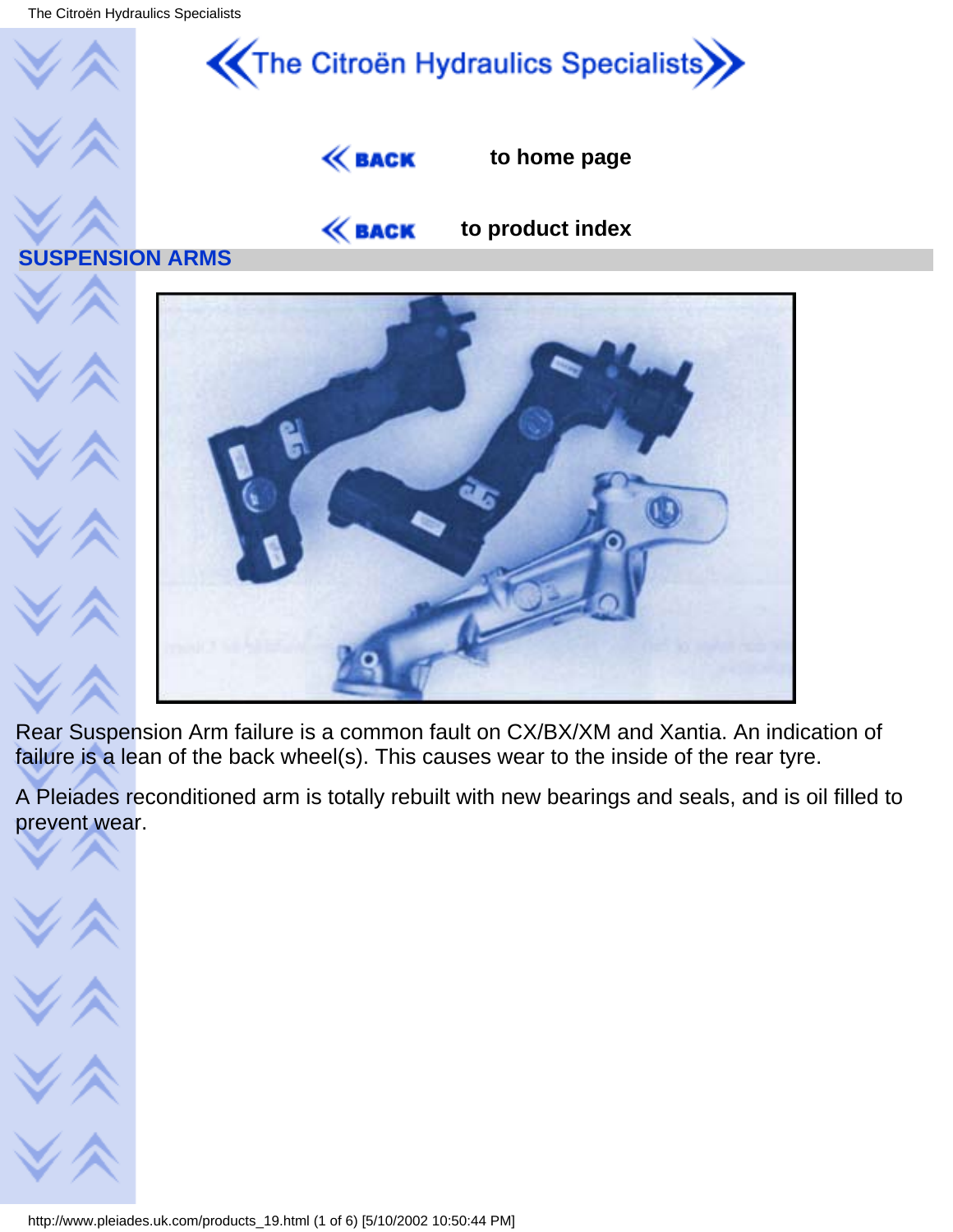# The Citroën Hydraulics Specialists

BACK to home page

BACK to product index

## SUSPENSION ARMS

Rear Suspension Arm failure is a common fault on CX/BX/XM and Xantia. An indication of failure is a lean of the back wheel(s). This causes wear to the inside of the rear tyre.

A Pleiades reconditioned arm is totally rebuilt with new bearings and seals, and is oil filled to prevent wear.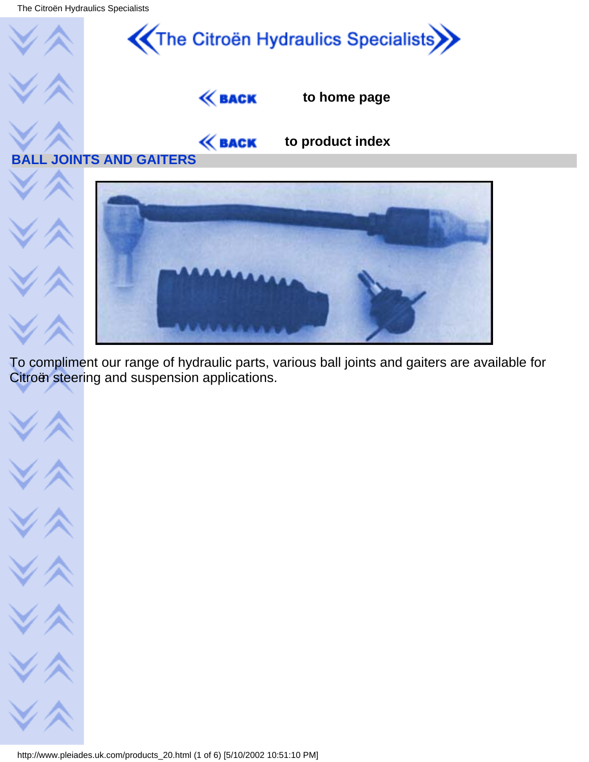# The Citroën Hydraulics Specialists

BACK to home page

BACK to product index

## BALL JOINTS AND GAITERS

To compliment our range of hydraulic parts, various ball joints and gaiters are available for Citroën steering and suspension applications.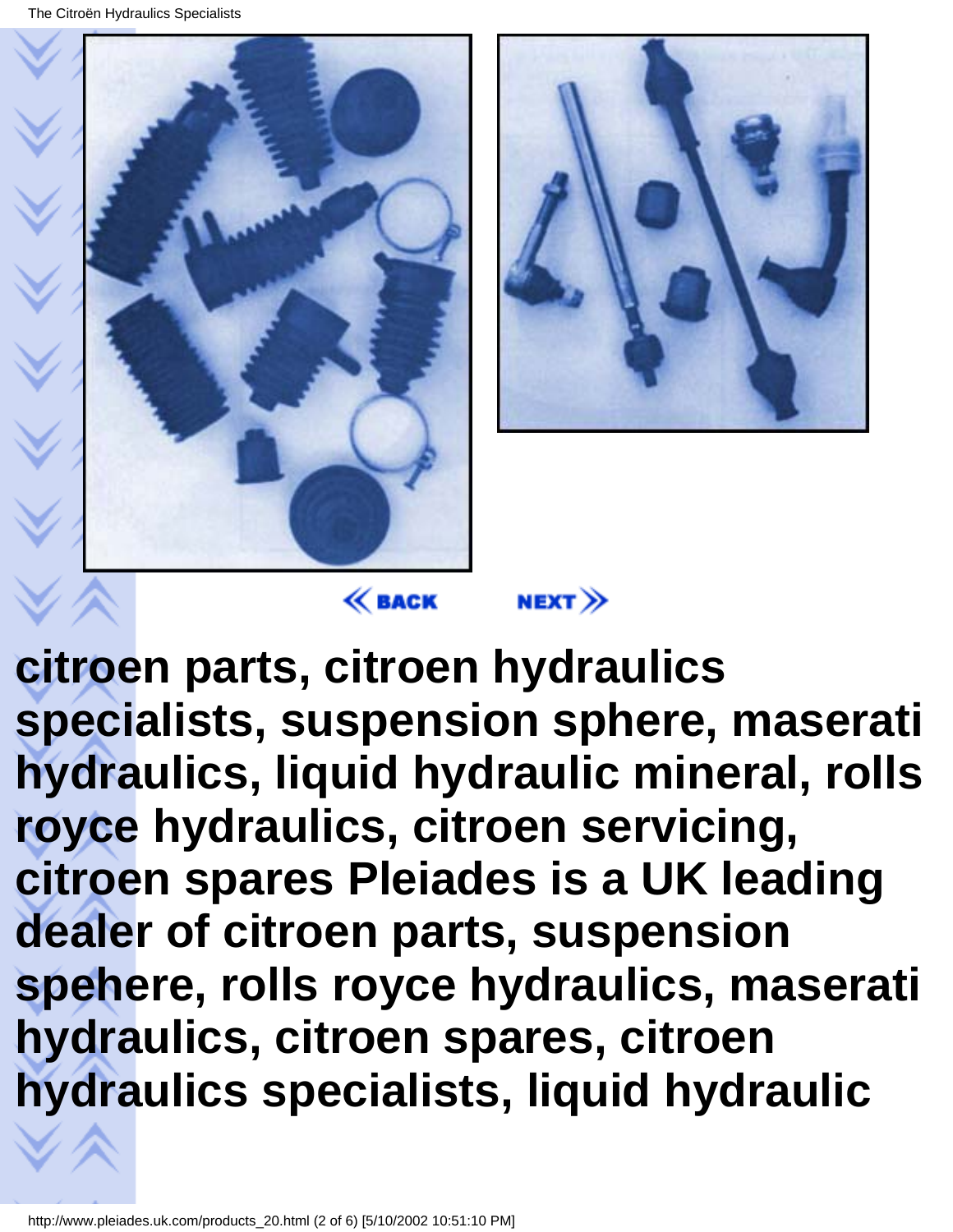« BACK NEXT »

**citroen parts, citroen hydraulics specialists, suspension sphere, maserati hydraulics, liquid hydraulic mineral, rolls royce hydraulics, citroen servicing, citroen spares Pleiades is a UK leading dealer of citroen parts, suspension spehere, rolls royce hydraulics, maserati hydraulics, citroen spares, citroen hydraulics specialists, liquid hydraulic**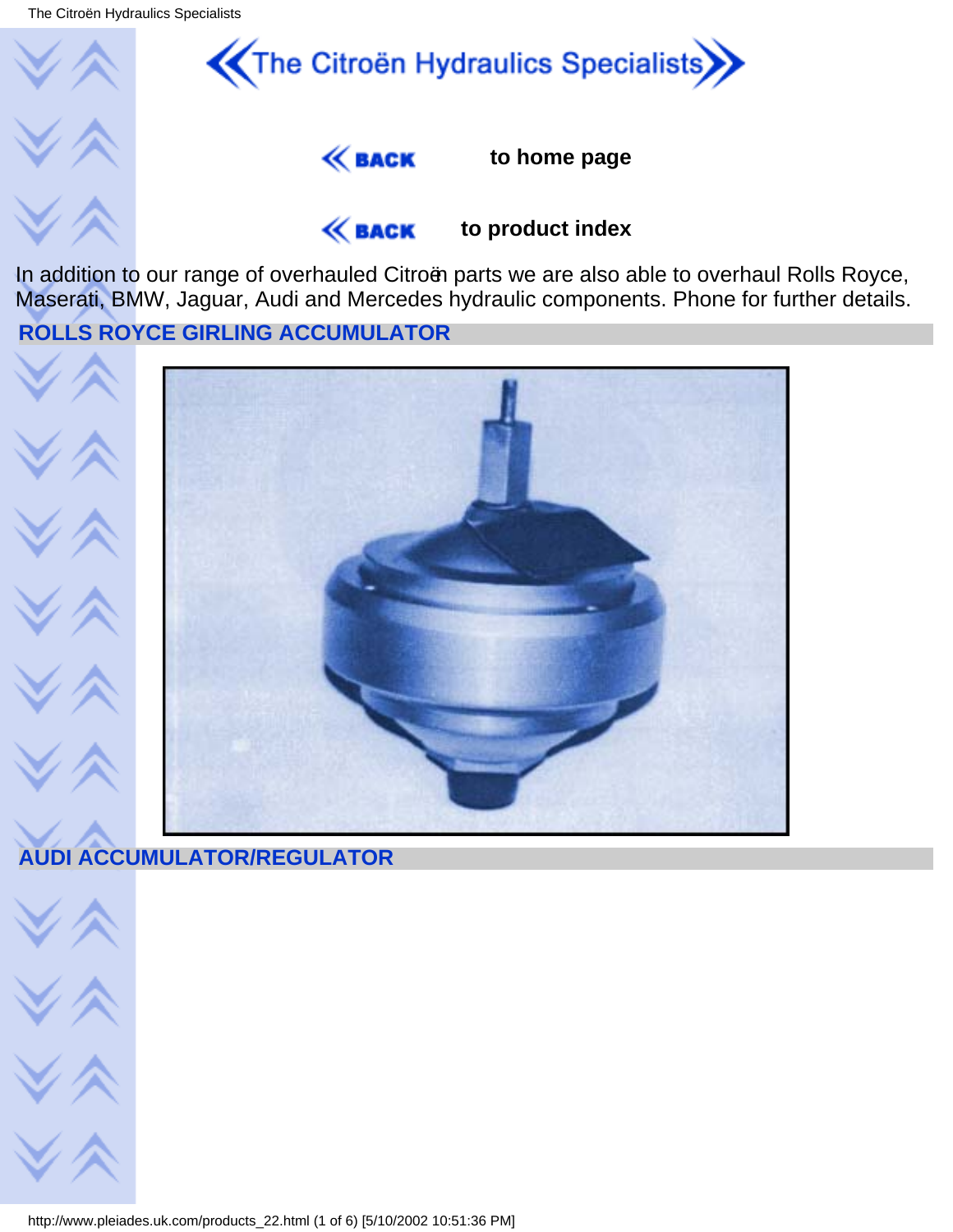# The Citroën Hydraulics Specialists

**BACK** **to home page**

**BACK** **to product index**

In addition to our range of overhauled Citroën parts we are also able to overhaul Rolls Royce, Maserati, BMW, Jaguar, Audi and Mercedes hydraulic components. Phone for further details.

## ROLLS ROYCE GIRLING ACCUMULATOR

## AUDI ACCUMULATOR/REGULATOR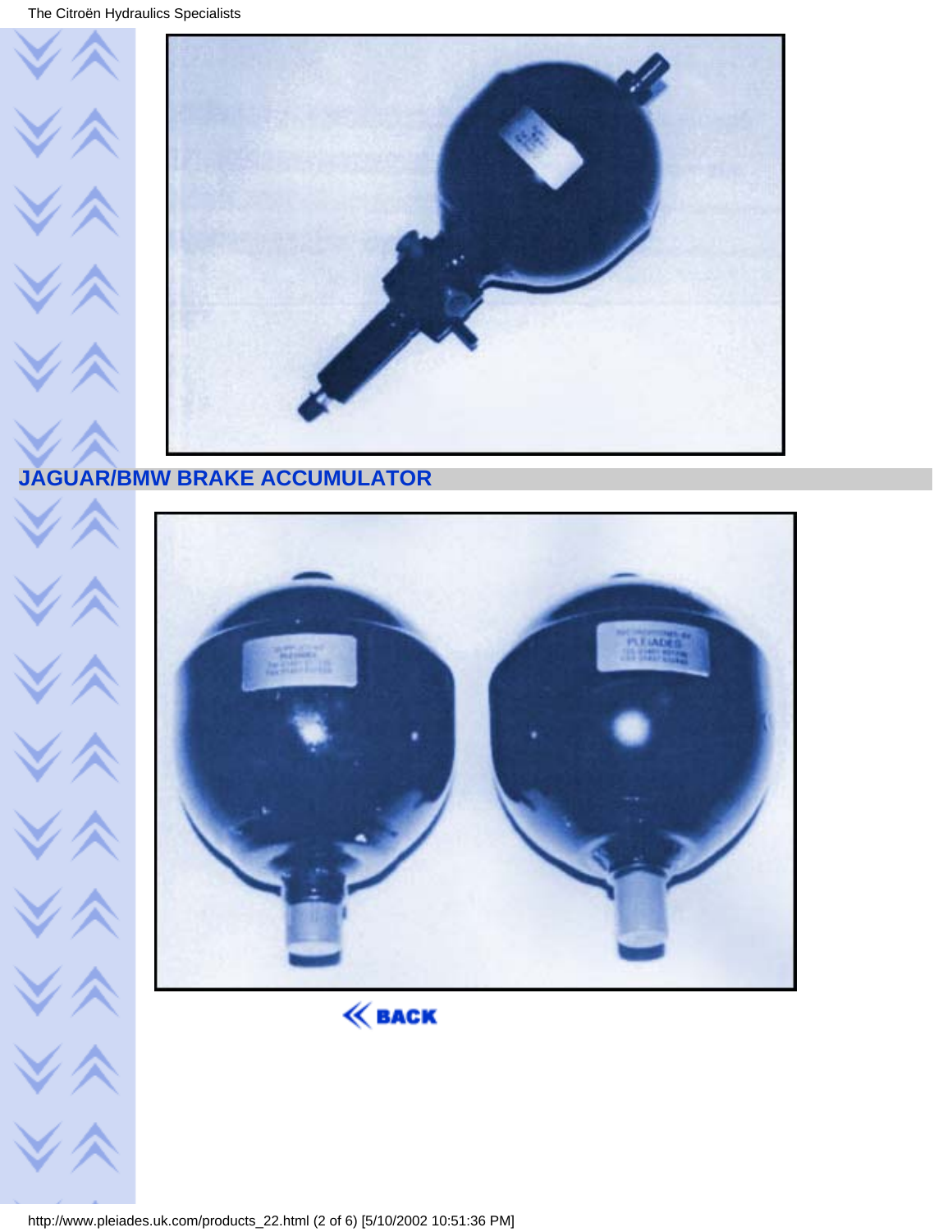## JAGUAR/BMW BRAKE ACCUMULATOR

« BACK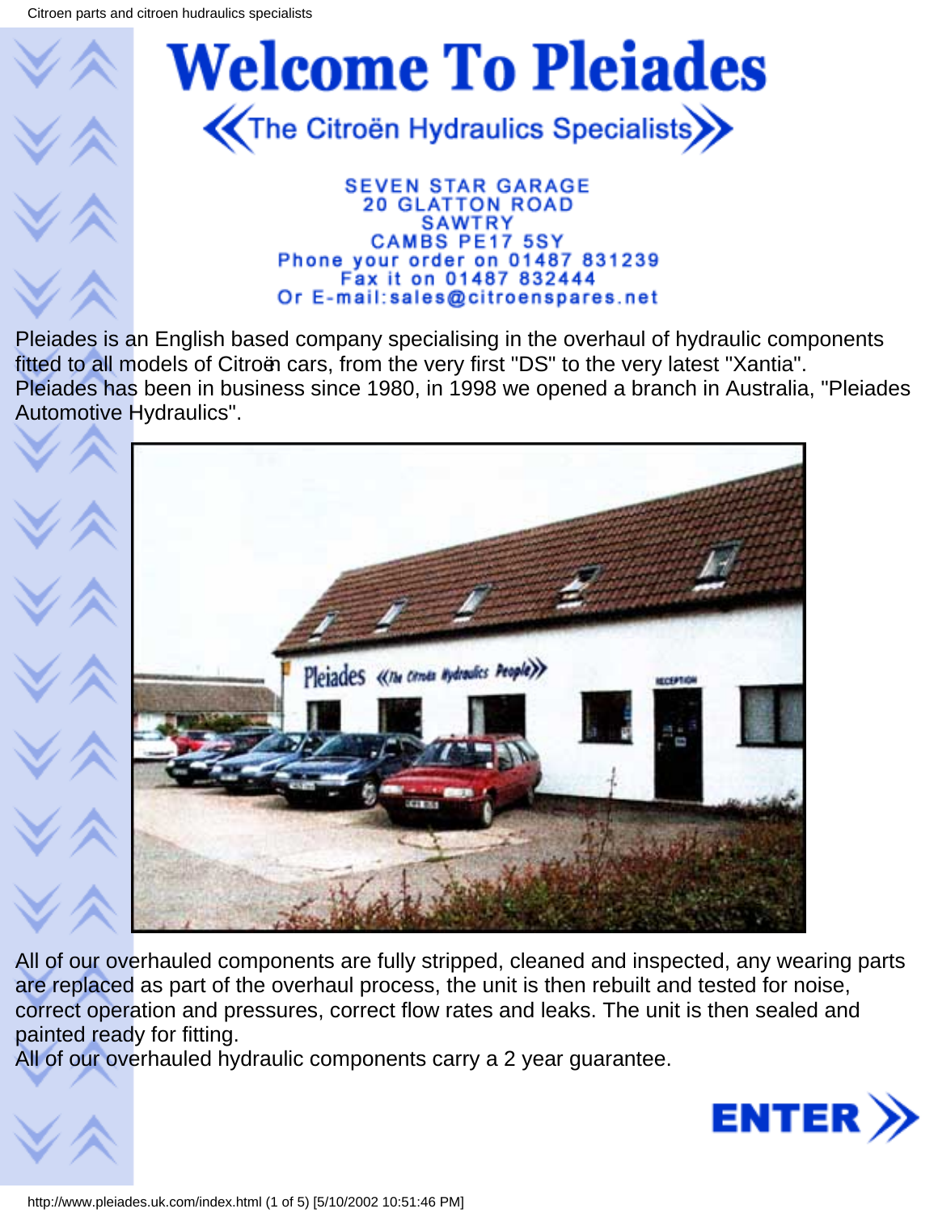# Welcome To Pleiades

## The Citroën Hydraulics Specialists

SEVEN STAR GARAGE
20 GLATTON ROAD
SAWTRY
CAMBS PE17 5SY
Phone your order on 01487 831239
Fax it on 01487 832444
Or E-mail:sales@citroenspares.net

Pleiades is an English based company specialising in the overhaul of hydraulic components fitted to all models of Citroën cars, from the very first "DS" to the very latest "Xantia".
Pleiades has been in business since 1980, in 1998 we opened a branch in Australia, "Pleiades Automotive Hydraulics".

All of our overhauled components are fully stripped, cleaned and inspected, any wearing parts are replaced as part of the overhaul process, the unit is then rebuilt and tested for noise, correct operation and pressures, correct flow rates and leaks. The unit is then sealed and painted ready for fitting.
All of our overhauled hydraulic components carry a 2 year guarantee.

ENTER